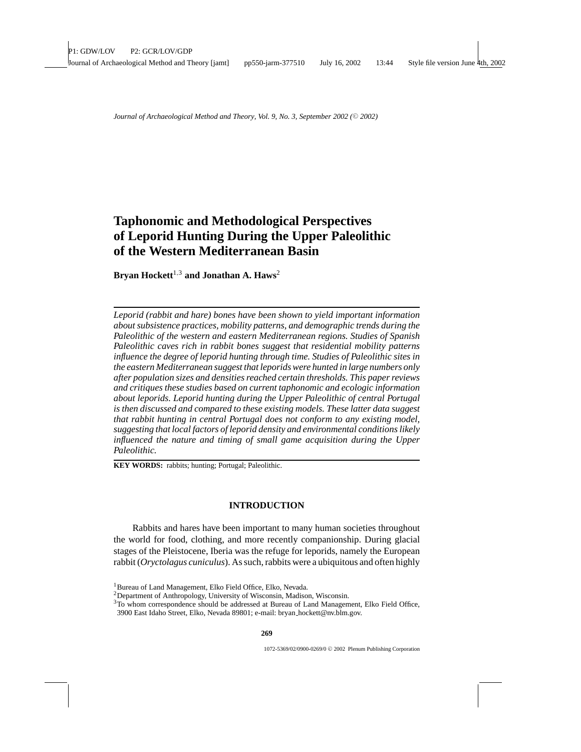*Journal of Archaeological Method and Theory, Vol. 9, No. 3, September 2002 (© 2002)*

# Taphonomic and Methodological Perspectives of Leporid Hunting During the Upper Paleolithic of the Western Mediterranean Basin

**Bryan Hockett**[1,3] **and Jonathan A. Haws**[2]

*Leporid (rabbit and hare) bones have been shown to yield important information about subsistence practices, mobility patterns, and demographic trends during the Paleolithic of the western and eastern Mediterranean regions. Studies of Spanish Paleolithic caves rich in rabbit bones suggest that residential mobility patterns influence the degree of leporid hunting through time. Studies of Paleolithic sites in the eastern Mediterranean suggest that leporids were hunted in large numbers only after population sizes and densities reached certain thresholds. This paper reviews and critiques these studies based on current taphonomic and ecologic information about leporids. Leporid hunting during the Upper Paleolithic of central Portugal is then discussed and compared to these existing models. These latter data suggest that rabbit hunting in central Portugal does not conform to any existing model, suggesting that local factors of leporid density and environmental conditions likely influenced the nature and timing of small game acquisition during the Upper Paleolithic.*

**KEY WORDS:** rabbits; hunting; Portugal; Paleolithic.

## INTRODUCTION

Rabbits and hares have been important to many human societies throughout the world for food, clothing, and more recently companionship. During glacial stages of the Pleistocene, Iberia was the refuge for leporids, namely the European rabbit (*Oryctolagus cuniculus*). As such, rabbits were a ubiquitous and often highly

[1]Bureau of Land Management, Elko Field Office, Elko, Nevada.

[2]Department of Anthropology, University of Wisconsin, Madison, Wisconsin.

[3]To whom correspondence should be addressed at Bureau of Land Management, Elko Field Office, 3900 East Idaho Street, Elko, Nevada 89801; e-mail: bryan_hockett@nv.blm.gov.

1072-5369/02/0900-0269/0 © 2002 Plenum Publishing Corporation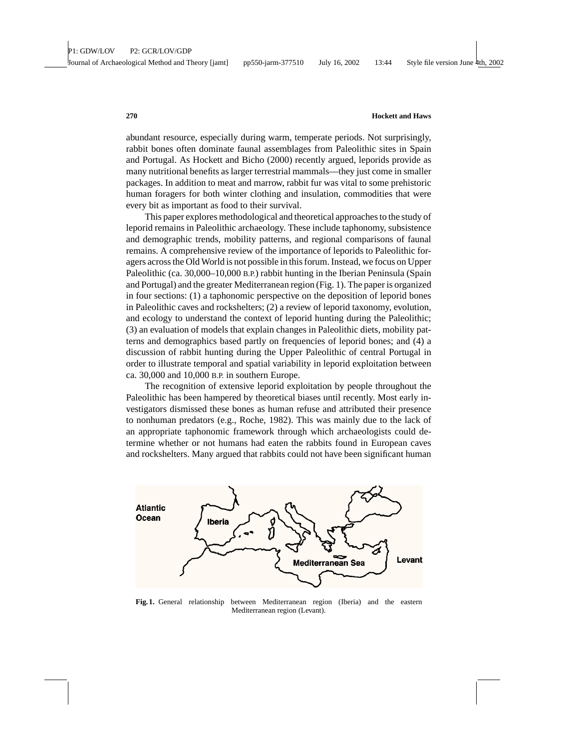abundant resource, especially during warm, temperate periods. Not surprisingly, rabbit bones often dominate faunal assemblages from Paleolithic sites in Spain and Portugal. As Hockett and Bicho (2000) recently argued, leporids provide as many nutritional benefits as larger terrestrial mammals—they just come in smaller packages. In addition to meat and marrow, rabbit fur was vital to some prehistoric human foragers for both winter clothing and insulation, commodities that were every bit as important as food to their survival.

This paper explores methodological and theoretical approaches to the study of leporid remains in Paleolithic archaeology. These include taphonomy, subsistence and demographic trends, mobility patterns, and regional comparisons of faunal remains. A comprehensive review of the importance of leporids to Paleolithic foragers across the Old World is not possible in this forum. Instead, we focus on Upper Paleolithic (ca. 30,000–10,000 B.P.) rabbit hunting in the Iberian Peninsula (Spain and Portugal) and the greater Mediterranean region (Fig. 1). The paper is organized in four sections: (1) a taphonomic perspective on the deposition of leporid bones in Paleolithic caves and rockshelters; (2) a review of leporid taxonomy, evolution, and ecology to understand the context of leporid hunting during the Paleolithic; (3) an evaluation of models that explain changes in Paleolithic diets, mobility patterns and demographics based partly on frequencies of leporid bones; and (4) a discussion of rabbit hunting during the Upper Paleolithic of central Portugal in order to illustrate temporal and spatial variability in leporid exploitation between ca. 30,000 and 10,000 B.P. in southern Europe.

The recognition of extensive leporid exploitation by people throughout the Paleolithic has been hampered by theoretical biases until recently. Most early investigators dismissed these bones as human refuse and attributed their presence to nonhuman predators (e.g., Roche, 1982). This was mainly due to the lack of an appropriate taphonomic framework through which archaeologists could determine whether or not humans had eaten the rabbits found in European caves and rockshelters. Many argued that rabbits could not have been significant human

**Fig. 1.** General relationship between Mediterranean region (Iberia) and the eastern Mediterranean region (Levant).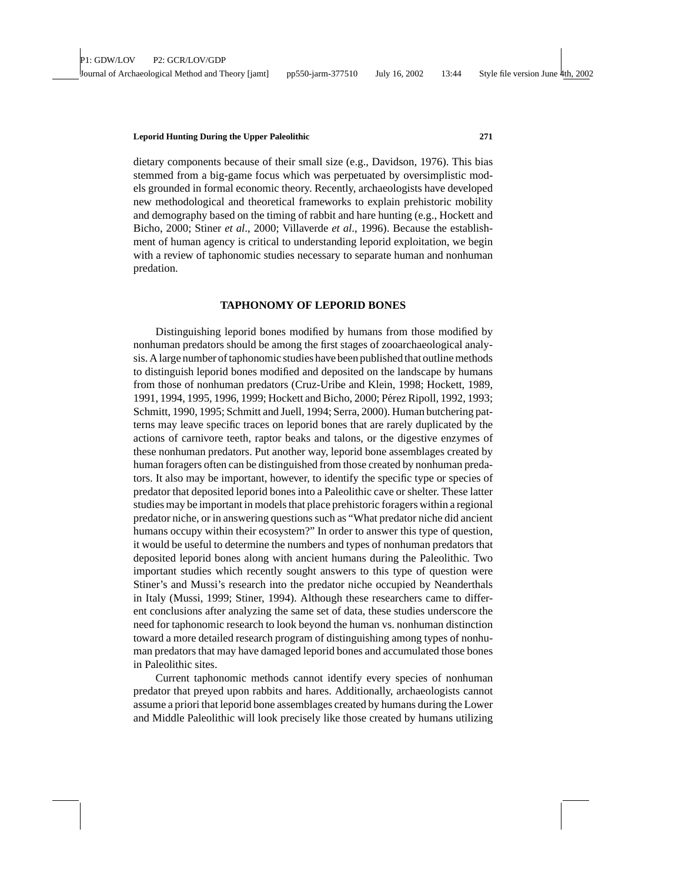dietary components because of their small size (e.g., Davidson, 1976). This bias stemmed from a big-game focus which was perpetuated by oversimplistic models grounded in formal economic theory. Recently, archaeologists have developed new methodological and theoretical frameworks to explain prehistoric mobility and demography based on the timing of rabbit and hare hunting (e.g., Hockett and Bicho, 2000; Stiner *et al*., 2000; Villaverde *et al*., 1996). Because the establishment of human agency is critical to understanding leporid exploitation, we begin with a review of taphonomic studies necessary to separate human and nonhuman predation.

## TAPHONOMY OF LEPORID BONES

Distinguishing leporid bones modified by humans from those modified by nonhuman predators should be among the first stages of zooarchaeological analysis. A large number of taphonomic studies have been published that outline methods to distinguish leporid bones modified and deposited on the landscape by humans from those of nonhuman predators (Cruz-Uribe and Klein, 1998; Hockett, 1989, 1991, 1994, 1995, 1996, 1999; Hockett and Bicho, 2000; Pérez Ripoll, 1992, 1993; Schmitt, 1990, 1995; Schmitt and Juell, 1994; Serra, 2000). Human butchering patterns may leave specific traces on leporid bones that are rarely duplicated by the actions of carnivore teeth, raptor beaks and talons, or the digestive enzymes of these nonhuman predators. Put another way, leporid bone assemblages created by human foragers often can be distinguished from those created by nonhuman predators. It also may be important, however, to identify the specific type or species of predator that deposited leporid bones into a Paleolithic cave or shelter. These latter studies may be important in models that place prehistoric foragers within a regional predator niche, or in answering questions such as "What predator niche did ancient humans occupy within their ecosystem?" In order to answer this type of question, it would be useful to determine the numbers and types of nonhuman predators that deposited leporid bones along with ancient humans during the Paleolithic. Two important studies which recently sought answers to this type of question were Stiner's and Mussi's research into the predator niche occupied by Neanderthals in Italy (Mussi, 1999; Stiner, 1994). Although these researchers came to different conclusions after analyzing the same set of data, these studies underscore the need for taphonomic research to look beyond the human vs. nonhuman distinction toward a more detailed research program of distinguishing among types of nonhuman predators that may have damaged leporid bones and accumulated those bones in Paleolithic sites.

Current taphonomic methods cannot identify every species of nonhuman predator that preyed upon rabbits and hares. Additionally, archaeologists cannot assume a priori that leporid bone assemblages created by humans during the Lower and Middle Paleolithic will look precisely like those created by humans utilizing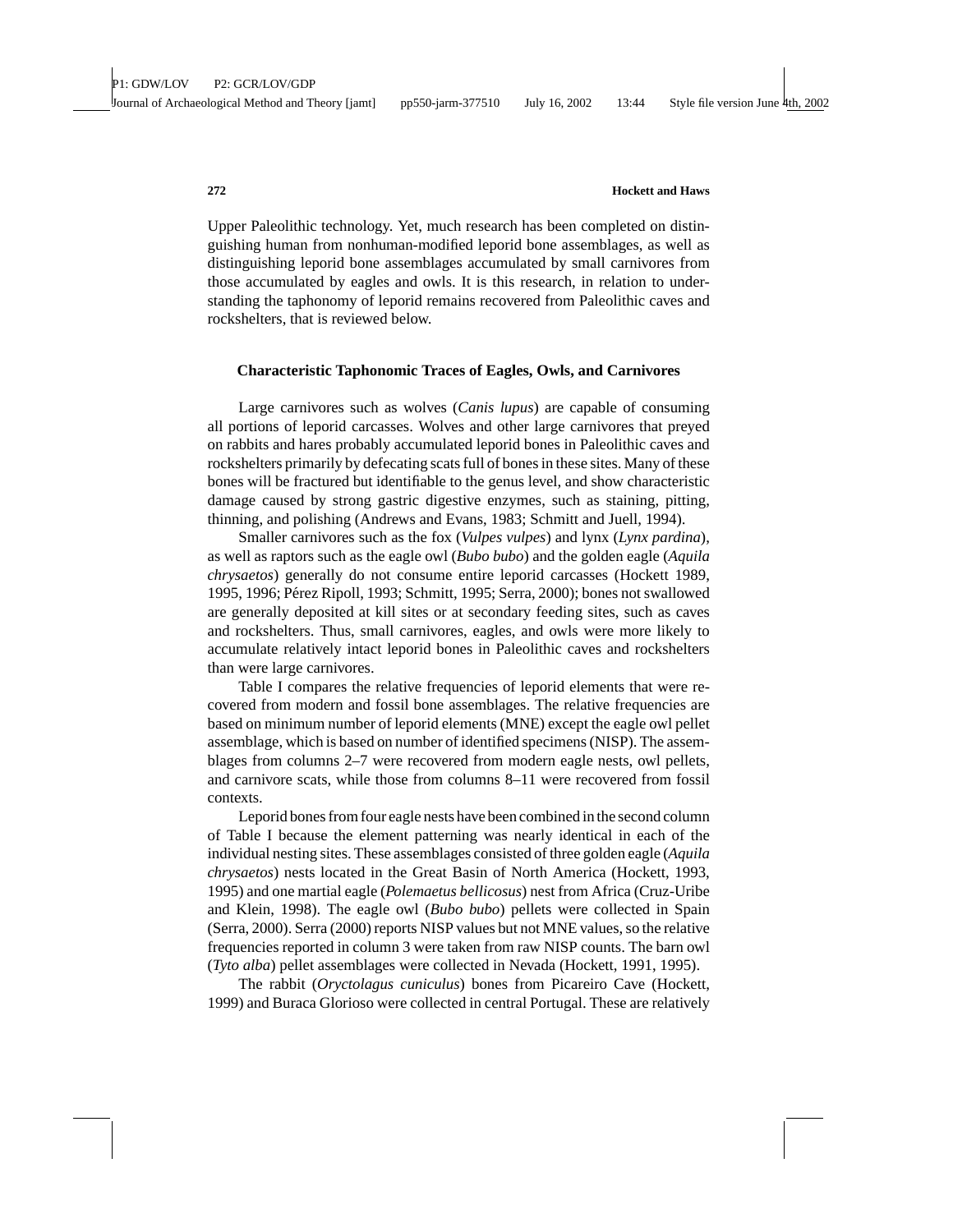Upper Paleolithic technology. Yet, much research has been completed on distinguishing human from nonhuman-modified leporid bone assemblages, as well as distinguishing leporid bone assemblages accumulated by small carnivores from those accumulated by eagles and owls. It is this research, in relation to understanding the taphonomy of leporid remains recovered from Paleolithic caves and rockshelters, that is reviewed below.

### Characteristic Taphonomic Traces of Eagles, Owls, and Carnivores

Large carnivores such as wolves (*Canis lupus*) are capable of consuming all portions of leporid carcasses. Wolves and other large carnivores that preyed on rabbits and hares probably accumulated leporid bones in Paleolithic caves and rockshelters primarily by defecating scats full of bones in these sites. Many of these bones will be fractured but identifiable to the genus level, and show characteristic damage caused by strong gastric digestive enzymes, such as staining, pitting, thinning, and polishing (Andrews and Evans, 1983; Schmitt and Juell, 1994).

Smaller carnivores such as the fox (*Vulpes vulpes*) and lynx (*Lynx pardina*), as well as raptors such as the eagle owl (*Bubo bubo*) and the golden eagle (*Aquila chrysaetos*) generally do not consume entire leporid carcasses (Hockett 1989, 1995, 1996; Pérez Ripoll, 1993; Schmitt, 1995; Serra, 2000); bones not swallowed are generally deposited at kill sites or at secondary feeding sites, such as caves and rockshelters. Thus, small carnivores, eagles, and owls were more likely to accumulate relatively intact leporid bones in Paleolithic caves and rockshelters than were large carnivores.

Table I compares the relative frequencies of leporid elements that were recovered from modern and fossil bone assemblages. The relative frequencies are based on minimum number of leporid elements (MNE) except the eagle owl pellet assemblage, which is based on number of identified specimens (NISP). The assemblages from columns 2–7 were recovered from modern eagle nests, owl pellets, and carnivore scats, while those from columns 8–11 were recovered from fossil contexts.

Leporid bones from four eagle nests have been combined in the second column of Table I because the element patterning was nearly identical in each of the individual nesting sites. These assemblages consisted of three golden eagle (*Aquila chrysaetos*) nests located in the Great Basin of North America (Hockett, 1993, 1995) and one martial eagle (*Polemaetus bellicosus*) nest from Africa (Cruz-Uribe and Klein, 1998). The eagle owl (*Bubo bubo*) pellets were collected in Spain (Serra, 2000). Serra (2000) reports NISP values but not MNE values, so the relative frequencies reported in column 3 were taken from raw NISP counts. The barn owl (*Tyto alba*) pellet assemblages were collected in Nevada (Hockett, 1991, 1995).

The rabbit (*Oryctolagus cuniculus*) bones from Picareiro Cave (Hockett, 1999) and Buraca Glorioso were collected in central Portugal. These are relatively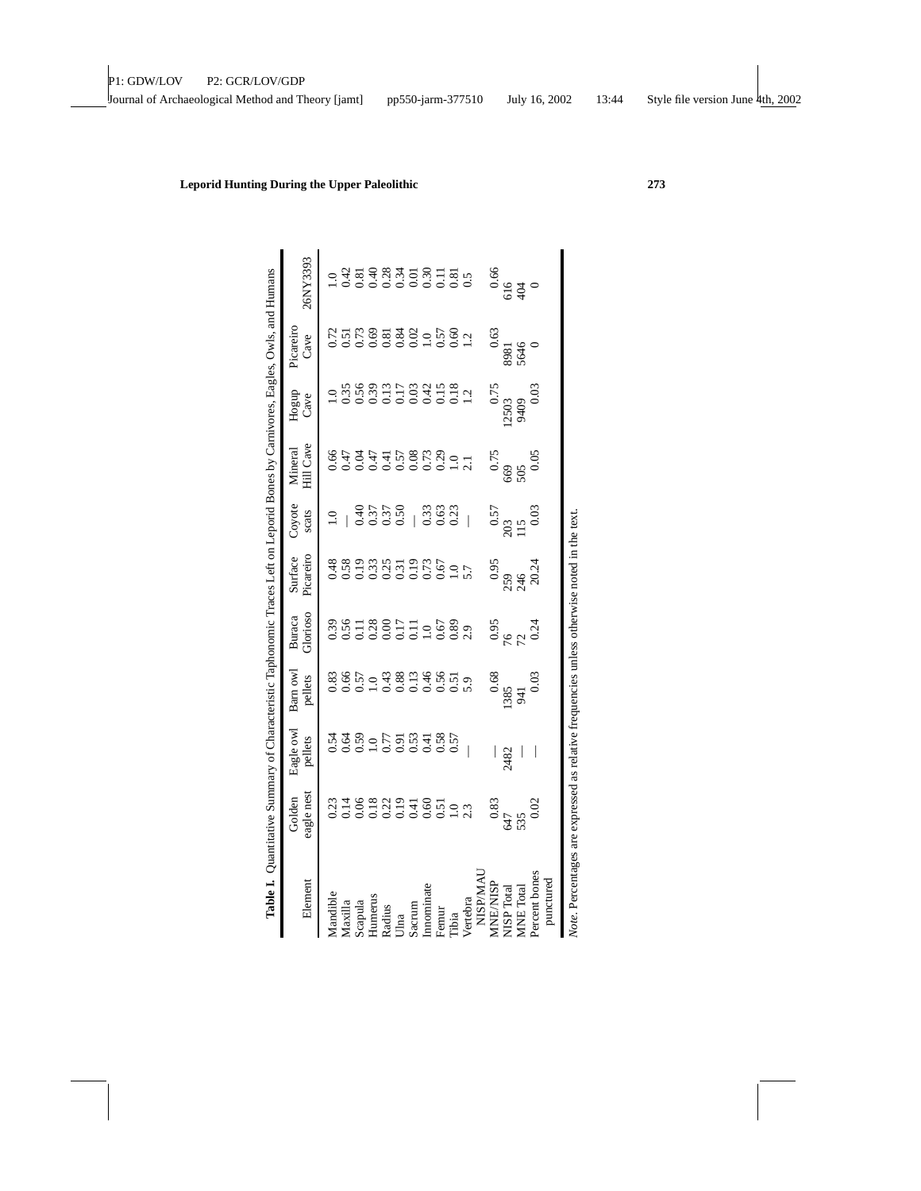**Table I.** Quantitative Summary of Characteristic Taphonomic Traces Left on Leporid Bones by Carnivores, Eagles, Owls, and Humans

| Element | Golden eagle nest | Eagle owl pellets | Barn owl pellets | Buraca Glorioso | Surface Picareiro | Coyote scats | Mineral Hill Cave | Hogup Cave | Picareiro Cave | 26NY3393 |
|---|---|---|---|---|---|---|---|---|---|---|
| Mandible | 0.23 | 0.54 | 0.83 | 0.39 | 0.48 | 1.0 | 0.66 | 1.0 | 0.72 | 1.0 |
| Maxilla | 0.14 | 0.64 | 0.66 | 0.56 | 0.58 | — | 0.47 | 0.35 | 0.51 | 0.42 |
| Scapula | 0.06 | 0.59 | 0.57 | 0.11 | 0.19 | 0.40 | 0.04 | 0.56 | 0.73 | 0.81 |
| Humerus | 0.18 | 1.0 | 1.0 | 0.28 | 0.33 | 0.37 | 0.47 | 0.39 | 0.69 | 0.40 |
| Radius | 0.22 | 0.77 | 0.43 | 0.00 | 0.25 | 0.37 | 0.41 | 0.13 | 0.81 | 0.28 |
| Ulna | 0.19 | 0.91 | 0.88 | 0.17 | 0.31 | 0.50 | 0.57 | 0.17 | 0.84 | 0.34 |
| Sacrum | 0.41 | 0.53 | 0.13 | 0.11 | 0.19 | — | 0.08 | 0.03 | 0.02 | 0.01 |
| Innominate | 0.60 | 0.41 | 0.46 | 1.0 | 0.73 | 0.33 | 0.73 | 0.42 | 1.0 | 0.30 |
| Femur | 0.51 | 0.58 | 0.56 | 0.67 | 0.67 | 0.63 | 0.29 | 0.15 | 0.57 | 0.11 |
| Tibia | 1.0 | 0.57 | 0.51 | 0.89 | 1.0 | 0.23 | 1.0 | 0.18 | 0.60 | 0.81 |
| Vertebra NISP/MAU | 2.3 | — | 5.9 | 2.9 | 5.7 | — | 2.1 | 1.2 | 1.2 | 0.5 |
| MNE/NISP | 0.83 | — | 0.68 | 0.95 | 0.95 | 0.57 | 0.75 | 0.75 | 0.63 | 0.66 |
| NISP Total | 647 | 2482 | 1385 | 76 | 259 | 203 | 669 | 12503 | 8981 | 616 |
| MNE Total | 535 | — | 941 | 72 | 246 | 115 | 505 | 9409 | 5646 | 404 |
| Percent bones punctured | 0.02 | — | 0.03 | 0.24 | 20.24 | 0.03 | 0.05 | 0.03 | 0 | 0 |

*Note.* Percentages are expressed as relative frequencies unless otherwise noted in the text.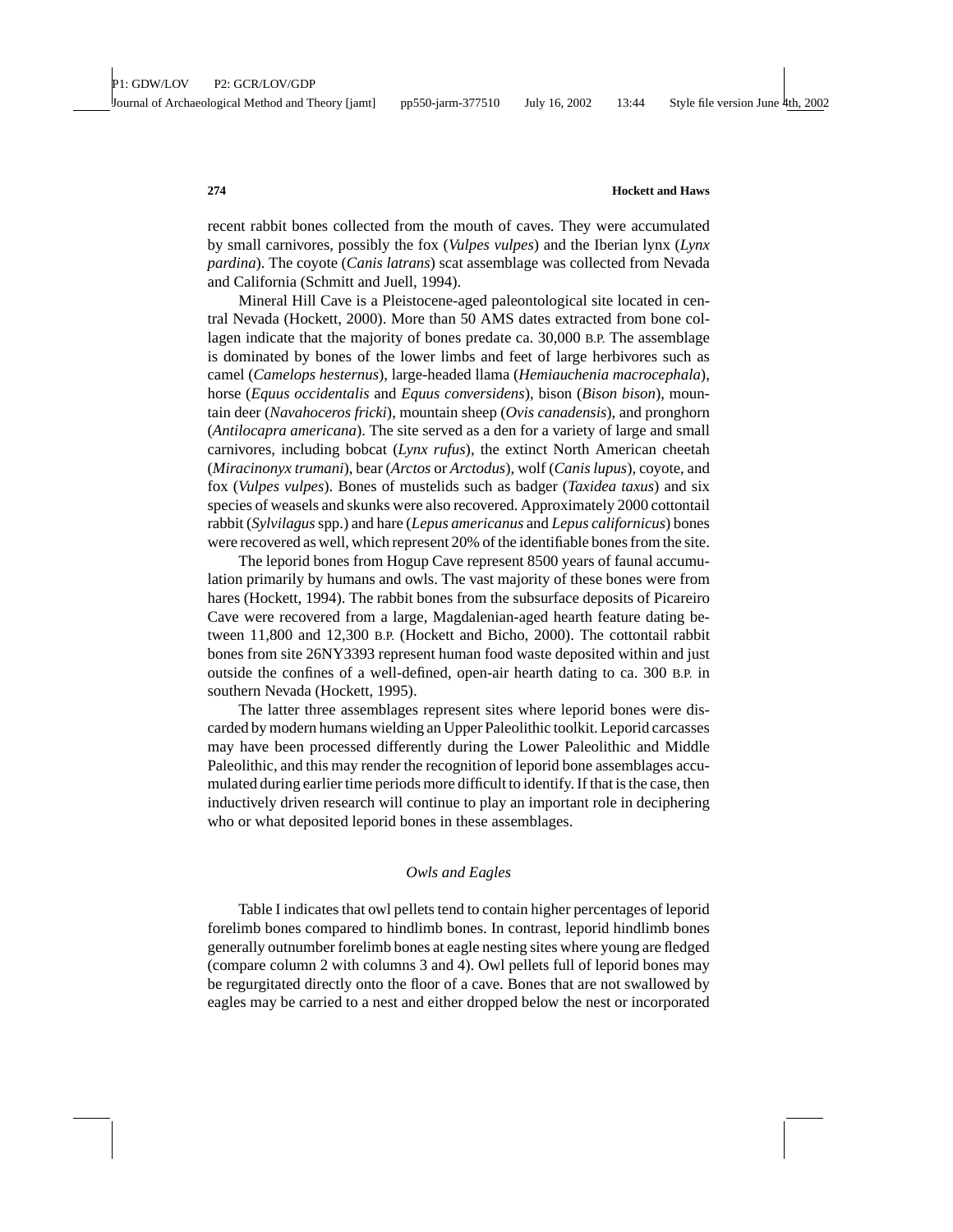recent rabbit bones collected from the mouth of caves. They were accumulated by small carnivores, possibly the fox (*Vulpes vulpes*) and the Iberian lynx (*Lynx pardina*). The coyote (*Canis latrans*) scat assemblage was collected from Nevada and California (Schmitt and Juell, 1994).

Mineral Hill Cave is a Pleistocene-aged paleontological site located in central Nevada (Hockett, 2000). More than 50 AMS dates extracted from bone collagen indicate that the majority of bones predate ca. 30,000 B.P. The assemblage is dominated by bones of the lower limbs and feet of large herbivores such as camel (*Camelops hesternus*), large-headed llama (*Hemiauchenia macrocephala*), horse (*Equus occidentalis* and *Equus conversidens*), bison (*Bison bison*), mountain deer (*Navahoceros fricki*), mountain sheep (*Ovis canadensis*), and pronghorn (*Antilocapra americana*). The site served as a den for a variety of large and small carnivores, including bobcat (*Lynx rufus*), the extinct North American cheetah (*Miracinonyx trumani*), bear (*Arctos* or *Arctodus*), wolf (*Canis lupus*), coyote, and fox (*Vulpes vulpes*). Bones of mustelids such as badger (*Taxidea taxus*) and six species of weasels and skunks were also recovered. Approximately 2000 cottontail rabbit (*Sylvilagus* spp.) and hare (*Lepus americanus* and *Lepus californicus*) bones were recovered as well, which represent 20% of the identifiable bones from the site.

The leporid bones from Hogup Cave represent 8500 years of faunal accumulation primarily by humans and owls. The vast majority of these bones were from hares (Hockett, 1994). The rabbit bones from the subsurface deposits of Picareiro Cave were recovered from a large, Magdalenian-aged hearth feature dating between 11,800 and 12,300 B.P. (Hockett and Bicho, 2000). The cottontail rabbit bones from site 26NY3393 represent human food waste deposited within and just outside the confines of a well-defined, open-air hearth dating to ca. 300 B.P. in southern Nevada (Hockett, 1995).

The latter three assemblages represent sites where leporid bones were discarded by modern humans wielding an Upper Paleolithic toolkit. Leporid carcasses may have been processed differently during the Lower Paleolithic and Middle Paleolithic, and this may render the recognition of leporid bone assemblages accumulated during earlier time periods more difficult to identify. If that is the case, then inductively driven research will continue to play an important role in deciphering who or what deposited leporid bones in these assemblages.

### *Owls and Eagles*

Table I indicates that owl pellets tend to contain higher percentages of leporid forelimb bones compared to hindlimb bones. In contrast, leporid hindlimb bones generally outnumber forelimb bones at eagle nesting sites where young are fledged (compare column 2 with columns 3 and 4). Owl pellets full of leporid bones may be regurgitated directly onto the floor of a cave. Bones that are not swallowed by eagles may be carried to a nest and either dropped below the nest or incorporated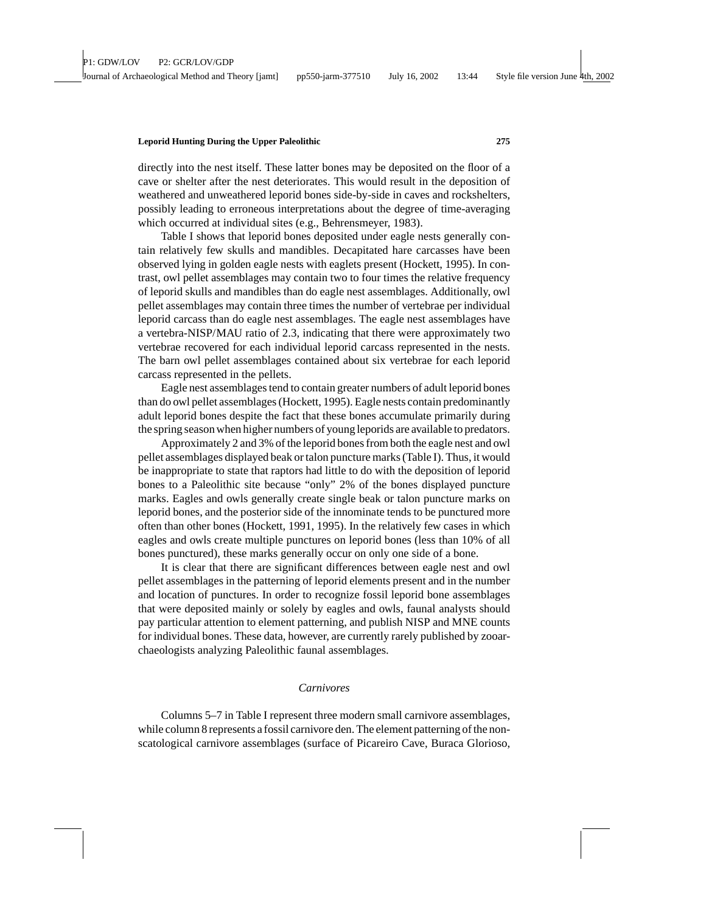directly into the nest itself. These latter bones may be deposited on the floor of a cave or shelter after the nest deteriorates. This would result in the deposition of weathered and unweathered leporid bones side-by-side in caves and rockshelters, possibly leading to erroneous interpretations about the degree of time-averaging which occurred at individual sites (e.g., Behrensmeyer, 1983).

Table I shows that leporid bones deposited under eagle nests generally contain relatively few skulls and mandibles. Decapitated hare carcasses have been observed lying in golden eagle nests with eaglets present (Hockett, 1995). In contrast, owl pellet assemblages may contain two to four times the relative frequency of leporid skulls and mandibles than do eagle nest assemblages. Additionally, owl pellet assemblages may contain three times the number of vertebrae per individual leporid carcass than do eagle nest assemblages. The eagle nest assemblages have a vertebra-NISP/MAU ratio of 2.3, indicating that there were approximately two vertebrae recovered for each individual leporid carcass represented in the nests. The barn owl pellet assemblages contained about six vertebrae for each leporid carcass represented in the pellets.

Eagle nest assemblages tend to contain greater numbers of adult leporid bones than do owl pellet assemblages (Hockett, 1995). Eagle nests contain predominantly adult leporid bones despite the fact that these bones accumulate primarily during the spring season when higher numbers of young leporids are available to predators.

Approximately 2 and 3% of the leporid bones from both the eagle nest and owl pellet assemblages displayed beak or talon puncture marks (Table I). Thus, it would be inappropriate to state that raptors had little to do with the deposition of leporid bones to a Paleolithic site because "only" 2% of the bones displayed puncture marks. Eagles and owls generally create single beak or talon puncture marks on leporid bones, and the posterior side of the innominate tends to be punctured more often than other bones (Hockett, 1991, 1995). In the relatively few cases in which eagles and owls create multiple punctures on leporid bones (less than 10% of all bones punctured), these marks generally occur on only one side of a bone.

It is clear that there are significant differences between eagle nest and owl pellet assemblages in the patterning of leporid elements present and in the number and location of punctures. In order to recognize fossil leporid bone assemblages that were deposited mainly or solely by eagles and owls, faunal analysts should pay particular attention to element patterning, and publish NISP and MNE counts for individual bones. These data, however, are currently rarely published by zooarchaeologists analyzing Paleolithic faunal assemblages.

### *Carnivores*

Columns 5–7 in Table I represent three modern small carnivore assemblages, while column 8 represents a fossil carnivore den. The element patterning of the non-scatological carnivore assemblages (surface of Picareiro Cave, Buraca Glorioso,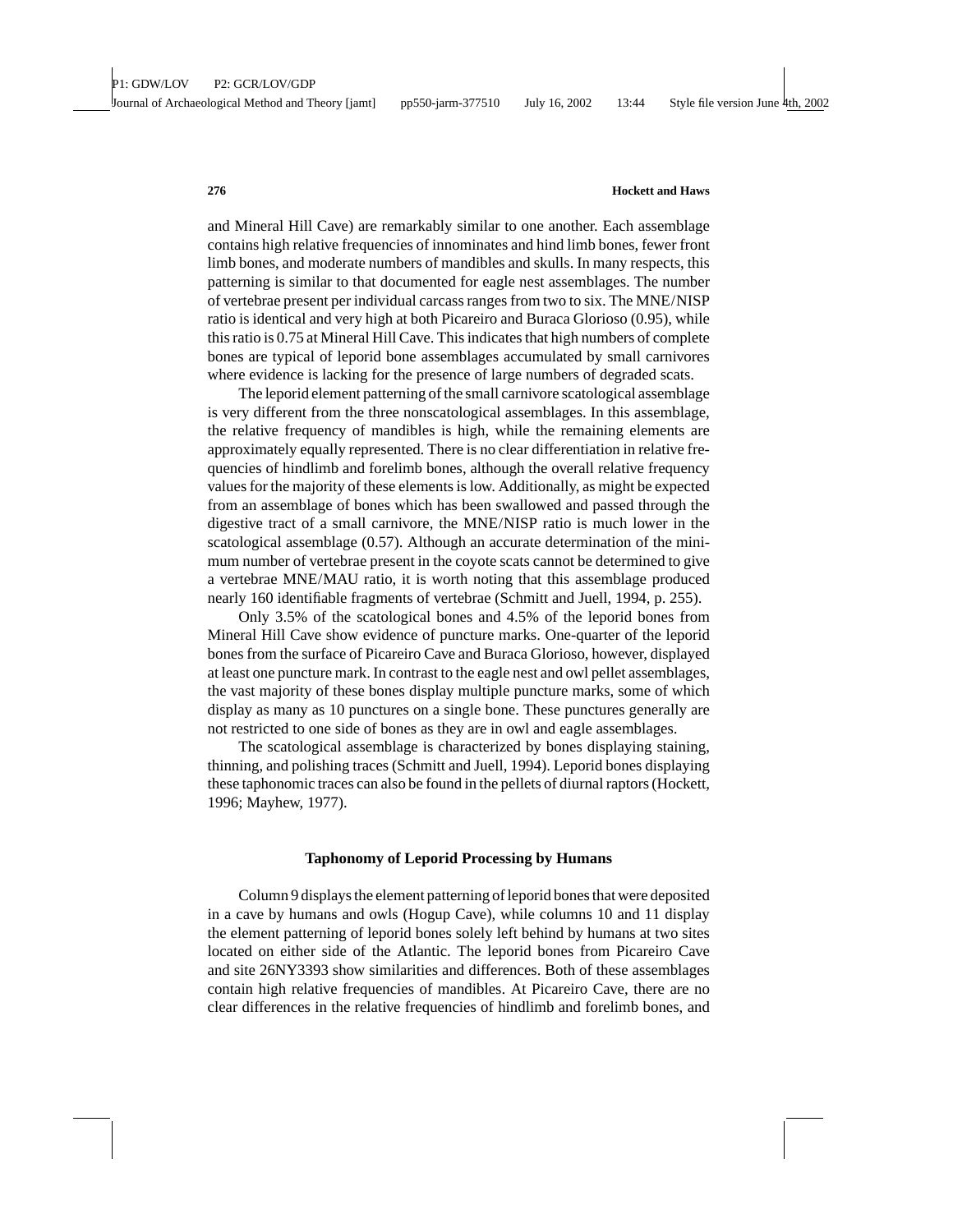and Mineral Hill Cave) are remarkably similar to one another. Each assemblage contains high relative frequencies of innominates and hind limb bones, fewer front limb bones, and moderate numbers of mandibles and skulls. In many respects, this patterning is similar to that documented for eagle nest assemblages. The number of vertebrae present per individual carcass ranges from two to six. The MNE/NISP ratio is identical and very high at both Picareiro and Buraca Glorioso (0.95), while this ratio is 0.75 at Mineral Hill Cave. This indicates that high numbers of complete bones are typical of leporid bone assemblages accumulated by small carnivores where evidence is lacking for the presence of large numbers of degraded scats.

The leporid element patterning of the small carnivore scatological assemblage is very different from the three nonscatological assemblages. In this assemblage, the relative frequency of mandibles is high, while the remaining elements are approximately equally represented. There is no clear differentiation in relative frequencies of hindlimb and forelimb bones, although the overall relative frequency values for the majority of these elements is low. Additionally, as might be expected from an assemblage of bones which has been swallowed and passed through the digestive tract of a small carnivore, the MNE/NISP ratio is much lower in the scatological assemblage (0.57). Although an accurate determination of the minimum number of vertebrae present in the coyote scats cannot be determined to give a vertebrae MNE/MAU ratio, it is worth noting that this assemblage produced nearly 160 identifiable fragments of vertebrae (Schmitt and Juell, 1994, p. 255).

Only 3.5% of the scatological bones and 4.5% of the leporid bones from Mineral Hill Cave show evidence of puncture marks. One-quarter of the leporid bones from the surface of Picareiro Cave and Buraca Glorioso, however, displayed at least one puncture mark. In contrast to the eagle nest and owl pellet assemblages, the vast majority of these bones display multiple puncture marks, some of which display as many as 10 punctures on a single bone. These punctures generally are not restricted to one side of bones as they are in owl and eagle assemblages.

The scatological assemblage is characterized by bones displaying staining, thinning, and polishing traces (Schmitt and Juell, 1994). Leporid bones displaying these taphonomic traces can also be found in the pellets of diurnal raptors (Hockett, 1996; Mayhew, 1977).

### Taphonomy of Leporid Processing by Humans

Column 9 displays the element patterning of leporid bones that were deposited in a cave by humans and owls (Hogup Cave), while columns 10 and 11 display the element patterning of leporid bones solely left behind by humans at two sites located on either side of the Atlantic. The leporid bones from Picareiro Cave and site 26NY3393 show similarities and differences. Both of these assemblages contain high relative frequencies of mandibles. At Picareiro Cave, there are no clear differences in the relative frequencies of hindlimb and forelimb bones, and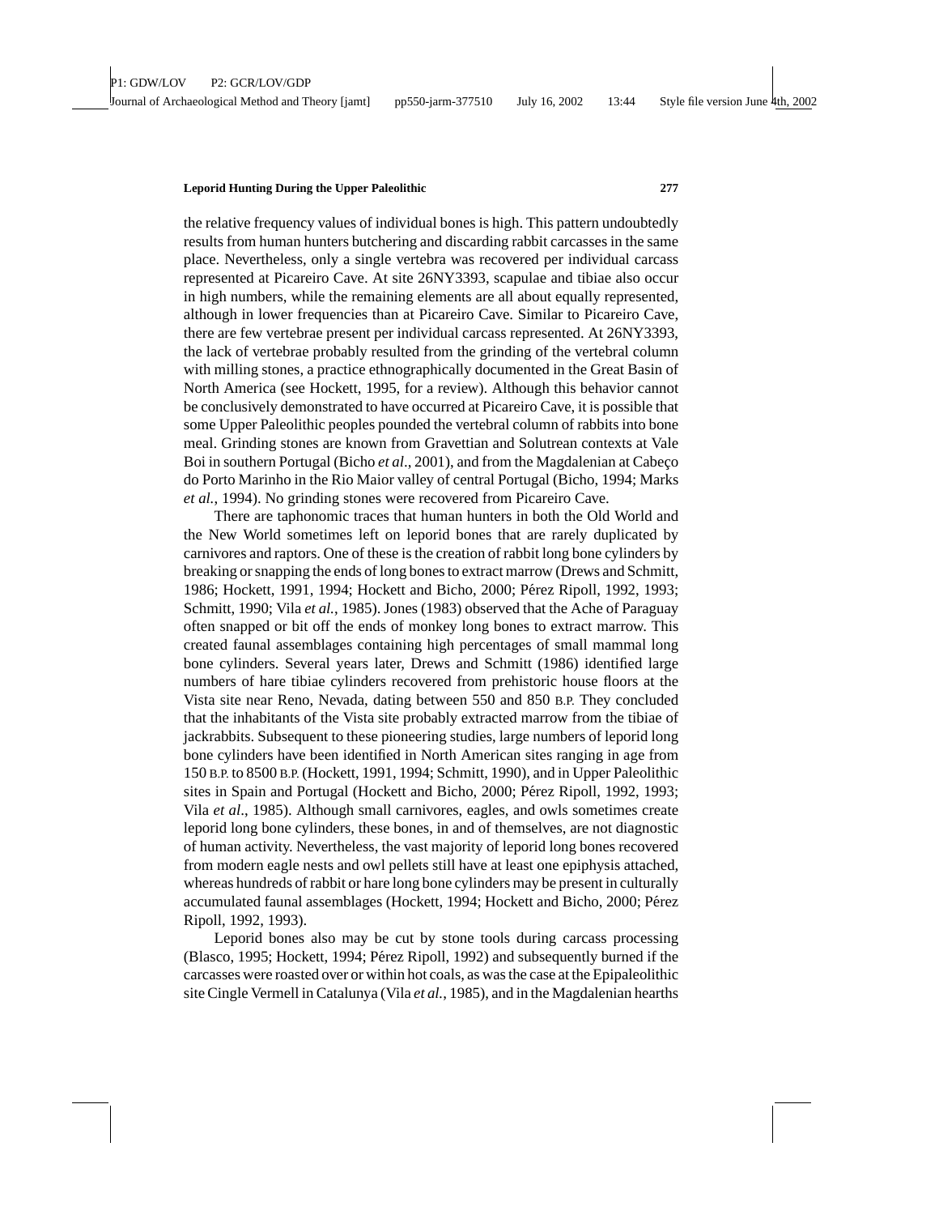the relative frequency values of individual bones is high. This pattern undoubtedly results from human hunters butchering and discarding rabbit carcasses in the same place. Nevertheless, only a single vertebra was recovered per individual carcass represented at Picareiro Cave. At site 26NY3393, scapulae and tibiae also occur in high numbers, while the remaining elements are all about equally represented, although in lower frequencies than at Picareiro Cave. Similar to Picareiro Cave, there are few vertebrae present per individual carcass represented. At 26NY3393, the lack of vertebrae probably resulted from the grinding of the vertebral column with milling stones, a practice ethnographically documented in the Great Basin of North America (see Hockett, 1995, for a review). Although this behavior cannot be conclusively demonstrated to have occurred at Picareiro Cave, it is possible that some Upper Paleolithic peoples pounded the vertebral column of rabbits into bone meal. Grinding stones are known from Gravettian and Solutrean contexts at Vale Boi in southern Portugal (Bicho *et al*., 2001), and from the Magdalenian at Cabeço do Porto Marinho in the Rio Maior valley of central Portugal (Bicho, 1994; Marks *et al.*, 1994). No grinding stones were recovered from Picareiro Cave.

There are taphonomic traces that human hunters in both the Old World and the New World sometimes left on leporid bones that are rarely duplicated by carnivores and raptors. One of these is the creation of rabbit long bone cylinders by breaking or snapping the ends of long bones to extract marrow (Drews and Schmitt, 1986; Hockett, 1991, 1994; Hockett and Bicho, 2000; Pérez Ripoll, 1992, 1993; Schmitt, 1990; Vila *et al.*, 1985). Jones (1983) observed that the Ache of Paraguay often snapped or bit off the ends of monkey long bones to extract marrow. This created faunal assemblages containing high percentages of small mammal long bone cylinders. Several years later, Drews and Schmitt (1986) identified large numbers of hare tibiae cylinders recovered from prehistoric house floors at the Vista site near Reno, Nevada, dating between 550 and 850 B.P. They concluded that the inhabitants of the Vista site probably extracted marrow from the tibiae of jackrabbits. Subsequent to these pioneering studies, large numbers of leporid long bone cylinders have been identified in North American sites ranging in age from 150 B.P. to 8500 B.P. (Hockett, 1991, 1994; Schmitt, 1990), and in Upper Paleolithic sites in Spain and Portugal (Hockett and Bicho, 2000; Pérez Ripoll, 1992, 1993; Vila *et al*., 1985). Although small carnivores, eagles, and owls sometimes create leporid long bone cylinders, these bones, in and of themselves, are not diagnostic of human activity. Nevertheless, the vast majority of leporid long bones recovered from modern eagle nests and owl pellets still have at least one epiphysis attached, whereas hundreds of rabbit or hare long bone cylinders may be present in culturally accumulated faunal assemblages (Hockett, 1994; Hockett and Bicho, 2000; Pérez Ripoll, 1992, 1993).

Leporid bones also may be cut by stone tools during carcass processing (Blasco, 1995; Hockett, 1994; Pérez Ripoll, 1992) and subsequently burned if the carcasses were roasted over or within hot coals, as was the case at the Epipaleolithic site Cingle Vermell in Catalunya (Vila *et al.*, 1985), and in the Magdalenian hearths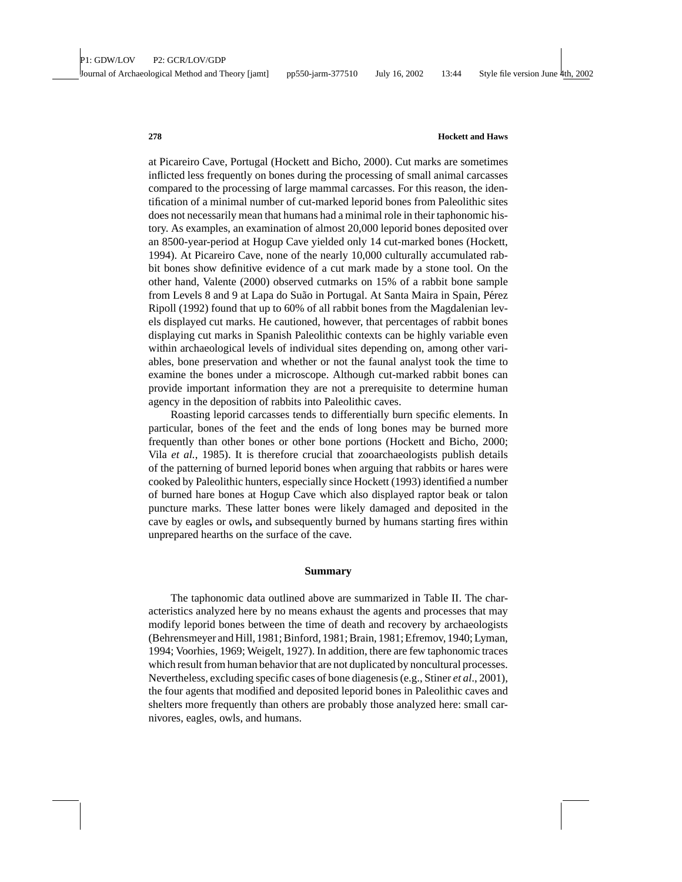at Picareiro Cave, Portugal (Hockett and Bicho, 2000). Cut marks are sometimes inflicted less frequently on bones during the processing of small animal carcasses compared to the processing of large mammal carcasses. For this reason, the identification of a minimal number of cut-marked leporid bones from Paleolithic sites does not necessarily mean that humans had a minimal role in their taphonomic history. As examples, an examination of almost 20,000 leporid bones deposited over an 8500-year-period at Hogup Cave yielded only 14 cut-marked bones (Hockett, 1994). At Picareiro Cave, none of the nearly 10,000 culturally accumulated rabbit bones show definitive evidence of a cut mark made by a stone tool. On the other hand, Valente (2000) observed cutmarks on 15% of a rabbit bone sample from Levels 8 and 9 at Lapa do Suão in Portugal. At Santa Maira in Spain, Pérez Ripoll (1992) found that up to 60% of all rabbit bones from the Magdalenian levels displayed cut marks. He cautioned, however, that percentages of rabbit bones displaying cut marks in Spanish Paleolithic contexts can be highly variable even within archaeological levels of individual sites depending on, among other variables, bone preservation and whether or not the faunal analyst took the time to examine the bones under a microscope. Although cut-marked rabbit bones can provide important information they are not a prerequisite to determine human agency in the deposition of rabbits into Paleolithic caves.

Roasting leporid carcasses tends to differentially burn specific elements. In particular, bones of the feet and the ends of long bones may be burned more frequently than other bones or other bone portions (Hockett and Bicho, 2000; Vila *et al.*, 1985). It is therefore crucial that zooarchaeologists publish details of the patterning of burned leporid bones when arguing that rabbits or hares were cooked by Paleolithic hunters, especially since Hockett (1993) identified a number of burned hare bones at Hogup Cave which also displayed raptor beak or talon puncture marks. These latter bones were likely damaged and deposited in the cave by eagles or owls, and subsequently burned by humans starting fires within unprepared hearths on the surface of the cave.

## Summary

The taphonomic data outlined above are summarized in Table II. The characteristics analyzed here by no means exhaust the agents and processes that may modify leporid bones between the time of death and recovery by archaeologists (Behrensmeyer and Hill, 1981; Binford, 1981; Brain, 1981; Efremov, 1940; Lyman, 1994; Voorhies, 1969; Weigelt, 1927). In addition, there are few taphonomic traces which result from human behavior that are not duplicated by noncultural processes. Nevertheless, excluding specific cases of bone diagenesis (e.g., Stiner *et al*., 2001), the four agents that modified and deposited leporid bones in Paleolithic caves and shelters more frequently than others are probably those analyzed here: small carnivores, eagles, owls, and humans.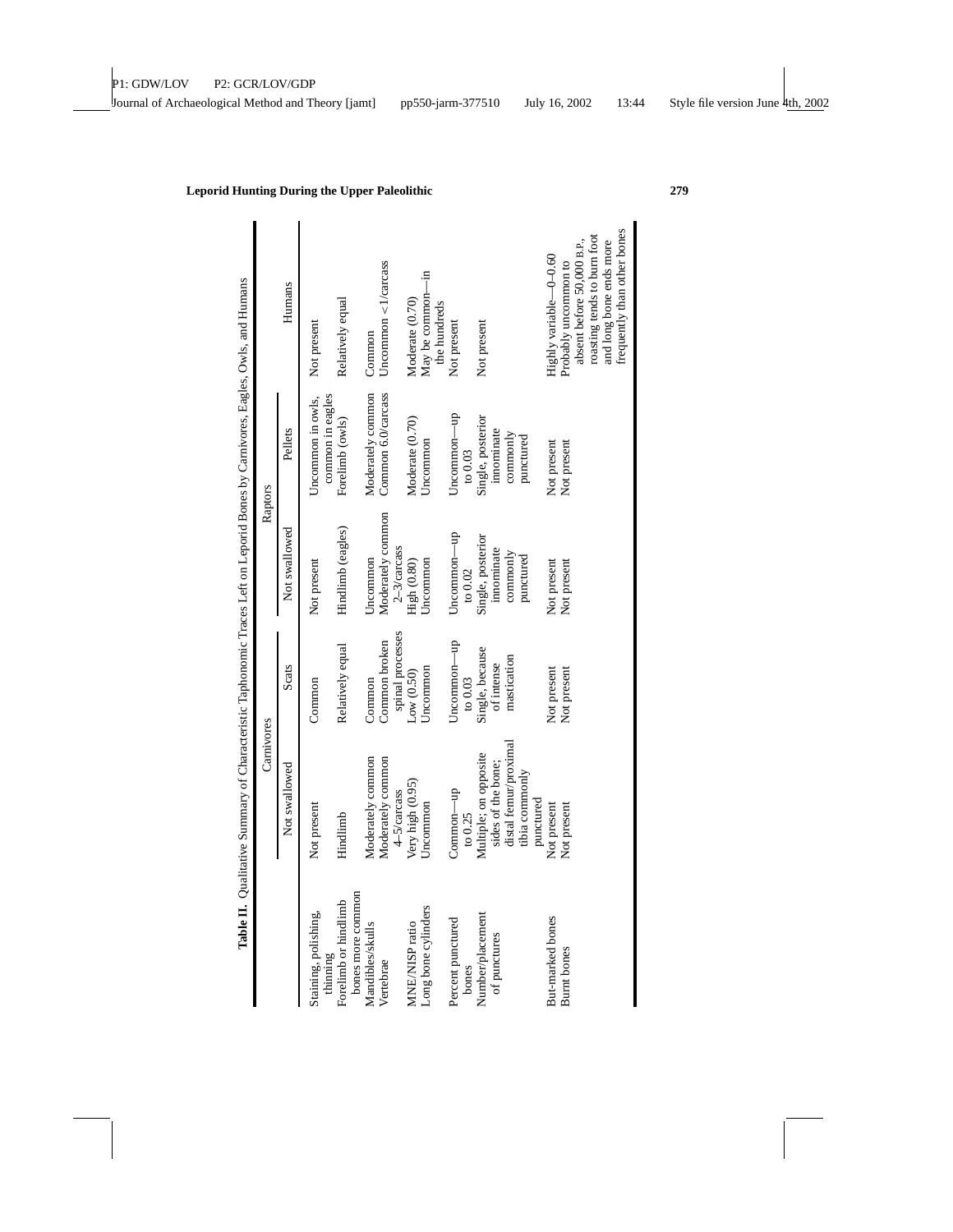**Table II.** Qualitative Summary of Characteristic Taphonomic Traces Left on Leporid Bones by Carnivores, Eagles, Owls, and Humans

| | Carnivores | | Raptors | | Humans |
|---|---|---|---|---|---|
| | Not swallowed | Scats | Not swallowed | Pellets | |
| Staining, polishing, thinning | Not present | Common | Not present | Uncommon in owls, common in eagles | Not present |
| Forelimb or hindlimb bones more common | Hindlimb | Relatively equal | Hindlimb (eagles) | Forelimb (owls) | Relatively equal |
| Mandibles/skulls | Moderately common | Common | Uncommon | Moderately common | Common |
| Vertebrae | Moderately common 4–5/carcass | Common broken spinal processes | Moderately common 2–3/carcass | Common 6.0/carcass | Uncommon <1/carcass |
| MNE/NISP ratio | Very high (0.95) | Low (0.50) | High (0.80) | Moderate (0.70) | Moderate (0.70) |
| Long bone cylinders | Uncommon | Uncommon | Uncommon | Uncommon | May be common—in the hundreds |
| Percent punctured bones | Common—up to 0.25 | Uncommon—up to 0.03 | Uncommon—up to 0.02 | Uncommon—up to 0.03 | Not present |
| Number/placement of punctures | Multiple; on opposite sides of the bone; distal femur/proximal tibia commonly punctured | Single, because of intense mastication | Single, posterior innominate commonly punctured | Single, posterior innominate commonly punctured | Not present |
| But-marked bones | Not present | Not present | Not present | Not present | Highly variable—0–0.60 |
| Burnt bones | Not present | Not present | Not present | Not present | Probably uncommon to absent before 50,000 B.P., roasting tends to burn foot and long bone ends more frequently than other bones |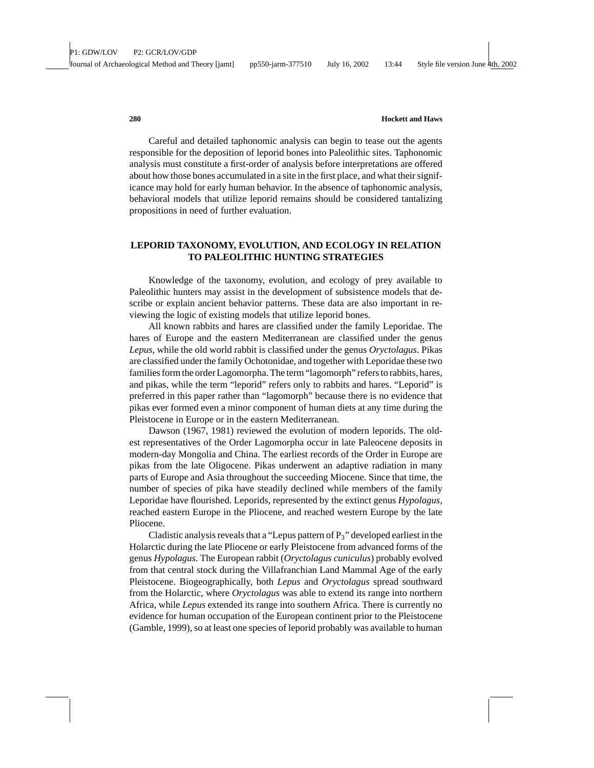Careful and detailed taphonomic analysis can begin to tease out the agents responsible for the deposition of leporid bones into Paleolithic sites. Taphonomic analysis must constitute a first-order of analysis before interpretations are offered about how those bones accumulated in a site in the first place, and what their significance may hold for early human behavior. In the absence of taphonomic analysis, behavioral models that utilize leporid remains should be considered tantalizing propositions in need of further evaluation.

## LEPORID TAXONOMY, EVOLUTION, AND ECOLOGY IN RELATION TO PALEOLITHIC HUNTING STRATEGIES

Knowledge of the taxonomy, evolution, and ecology of prey available to Paleolithic hunters may assist in the development of subsistence models that describe or explain ancient behavior patterns. These data are also important in reviewing the logic of existing models that utilize leporid bones.

All known rabbits and hares are classified under the family Leporidae. The hares of Europe and the eastern Mediterranean are classified under the genus *Lepus*, while the old world rabbit is classified under the genus *Oryctolagus*. Pikas are classified under the family Ochotonidae, and together with Leporidae these two families form the order Lagomorpha. The term "lagomorph" refers to rabbits, hares, and pikas, while the term "leporid" refers only to rabbits and hares. "Leporid" is preferred in this paper rather than "lagomorph" because there is no evidence that pikas ever formed even a minor component of human diets at any time during the Pleistocene in Europe or in the eastern Mediterranean.

Dawson (1967, 1981) reviewed the evolution of modern leporids. The oldest representatives of the Order Lagomorpha occur in late Paleocene deposits in modern-day Mongolia and China. The earliest records of the Order in Europe are pikas from the late Oligocene. Pikas underwent an adaptive radiation in many parts of Europe and Asia throughout the succeeding Miocene. Since that time, the number of species of pika have steadily declined while members of the family Leporidae have flourished. Leporids, represented by the extinct genus *Hypolagus*, reached eastern Europe in the Pliocene, and reached western Europe by the late Pliocene.

Cladistic analysis reveals that a "Lepus pattern of $P_3$" developed earliest in the Holarctic during the late Pliocene or early Pleistocene from advanced forms of the genus *Hypolagus*. The European rabbit (*Oryctolagus cuniculus*) probably evolved from that central stock during the Villafranchian Land Mammal Age of the early Pleistocene. Biogeographically, both *Lepus* and *Oryctolagus* spread southward from the Holarctic, where *Oryctolagus* was able to extend its range into northern Africa, while *Lepus* extended its range into southern Africa. There is currently no evidence for human occupation of the European continent prior to the Pleistocene (Gamble, 1999), so at least one species of leporid probably was available to human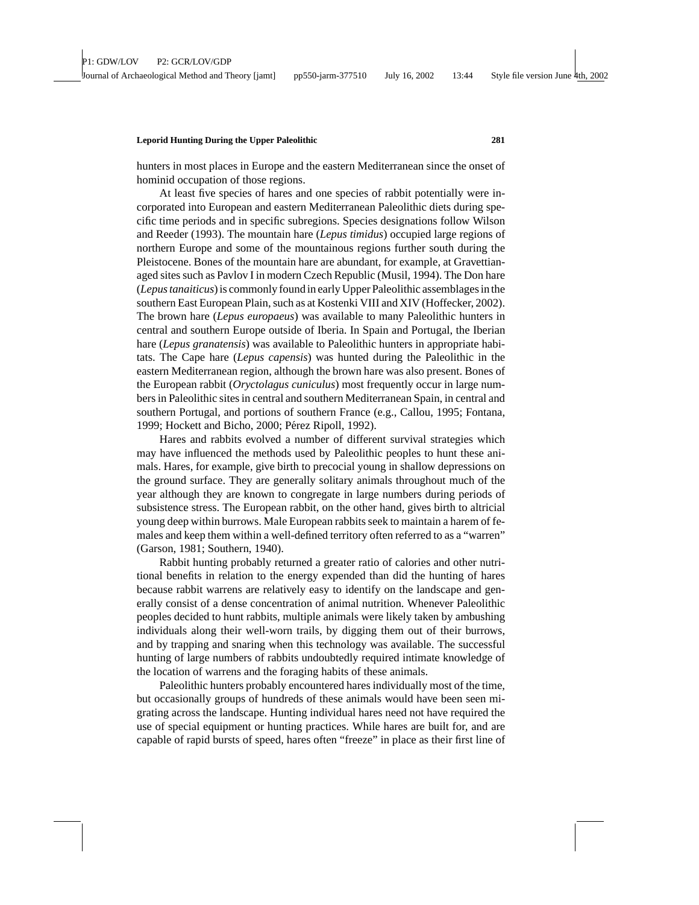hunters in most places in Europe and the eastern Mediterranean since the onset of hominid occupation of those regions.

At least five species of hares and one species of rabbit potentially were incorporated into European and eastern Mediterranean Paleolithic diets during specific time periods and in specific subregions. Species designations follow Wilson and Reeder (1993). The mountain hare (*Lepus timidus*) occupied large regions of northern Europe and some of the mountainous regions further south during the Pleistocene. Bones of the mountain hare are abundant, for example, at Gravettian-aged sites such as Pavlov I in modern Czech Republic (Musil, 1994). The Don hare (*Lepus tanaiticus*) is commonly found in early Upper Paleolithic assemblages in the southern East European Plain, such as at Kostenki VIII and XIV (Hoffecker, 2002). The brown hare (*Lepus europaeus*) was available to many Paleolithic hunters in central and southern Europe outside of Iberia. In Spain and Portugal, the Iberian hare (*Lepus granatensis*) was available to Paleolithic hunters in appropriate habitats. The Cape hare (*Lepus capensis*) was hunted during the Paleolithic in the eastern Mediterranean region, although the brown hare was also present. Bones of the European rabbit (*Oryctolagus cuniculus*) most frequently occur in large numbers in Paleolithic sites in central and southern Mediterranean Spain, in central and southern Portugal, and portions of southern France (e.g., Callou, 1995; Fontana, 1999; Hockett and Bicho, 2000; Pérez Ripoll, 1992).

Hares and rabbits evolved a number of different survival strategies which may have influenced the methods used by Paleolithic peoples to hunt these animals. Hares, for example, give birth to precocial young in shallow depressions on the ground surface. They are generally solitary animals throughout much of the year although they are known to congregate in large numbers during periods of subsistence stress. The European rabbit, on the other hand, gives birth to altricial young deep within burrows. Male European rabbits seek to maintain a harem of females and keep them within a well-defined territory often referred to as a "warren" (Garson, 1981; Southern, 1940).

Rabbit hunting probably returned a greater ratio of calories and other nutritional benefits in relation to the energy expended than did the hunting of hares because rabbit warrens are relatively easy to identify on the landscape and generally consist of a dense concentration of animal nutrition. Whenever Paleolithic peoples decided to hunt rabbits, multiple animals were likely taken by ambushing individuals along their well-worn trails, by digging them out of their burrows, and by trapping and snaring when this technology was available. The successful hunting of large numbers of rabbits undoubtedly required intimate knowledge of the location of warrens and the foraging habits of these animals.

Paleolithic hunters probably encountered hares individually most of the time, but occasionally groups of hundreds of these animals would have been seen migrating across the landscape. Hunting individual hares need not have required the use of special equipment or hunting practices. While hares are built for, and are capable of rapid bursts of speed, hares often "freeze" in place as their first line of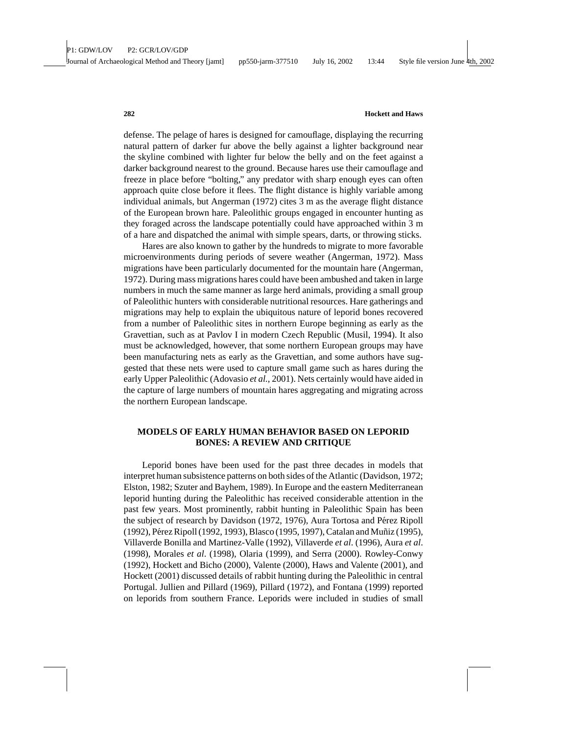defense. The pelage of hares is designed for camouflage, displaying the recurring natural pattern of darker fur above the belly against a lighter background near the skyline combined with lighter fur below the belly and on the feet against a darker background nearest to the ground. Because hares use their camouflage and freeze in place before "bolting," any predator with sharp enough eyes can often approach quite close before it flees. The flight distance is highly variable among individual animals, but Angerman (1972) cites 3 m as the average flight distance of the European brown hare. Paleolithic groups engaged in encounter hunting as they foraged across the landscape potentially could have approached within 3 m of a hare and dispatched the animal with simple spears, darts, or throwing sticks.

Hares are also known to gather by the hundreds to migrate to more favorable microenvironments during periods of severe weather (Angerman, 1972). Mass migrations have been particularly documented for the mountain hare (Angerman, 1972). During mass migrations hares could have been ambushed and taken in large numbers in much the same manner as large herd animals, providing a small group of Paleolithic hunters with considerable nutritional resources. Hare gatherings and migrations may help to explain the ubiquitous nature of leporid bones recovered from a number of Paleolithic sites in northern Europe beginning as early as the Gravettian, such as at Pavlov I in modern Czech Republic (Musil, 1994). It also must be acknowledged, however, that some northern European groups may have been manufacturing nets as early as the Gravettian, and some authors have suggested that these nets were used to capture small game such as hares during the early Upper Paleolithic (Adovasio *et al.*, 2001). Nets certainly would have aided in the capture of large numbers of mountain hares aggregating and migrating across the northern European landscape.

## MODELS OF EARLY HUMAN BEHAVIOR BASED ON LEPORID BONES: A REVIEW AND CRITIQUE

Leporid bones have been used for the past three decades in models that interpret human subsistence patterns on both sides of the Atlantic (Davidson, 1972; Elston, 1982; Szuter and Bayhem, 1989). In Europe and the eastern Mediterranean leporid hunting during the Paleolithic has received considerable attention in the past few years. Most prominently, rabbit hunting in Paleolithic Spain has been the subject of research by Davidson (1972, 1976), Aura Tortosa and Pérez Ripoll (1992), Pérez Ripoll (1992, 1993), Blasco (1995, 1997), Catalan and Muñiz (1995), Villaverde Bonilla and Martinez-Valle (1992), Villaverde *et al*. (1996), Aura *et al*. (1998), Morales *et al*. (1998), Olaria (1999), and Serra (2000). Rowley-Conwy (1992), Hockett and Bicho (2000), Valente (2000), Haws and Valente (2001), and Hockett (2001) discussed details of rabbit hunting during the Paleolithic in central Portugal. Jullien and Pillard (1969), Pillard (1972), and Fontana (1999) reported on leporids from southern France. Leporids were included in studies of small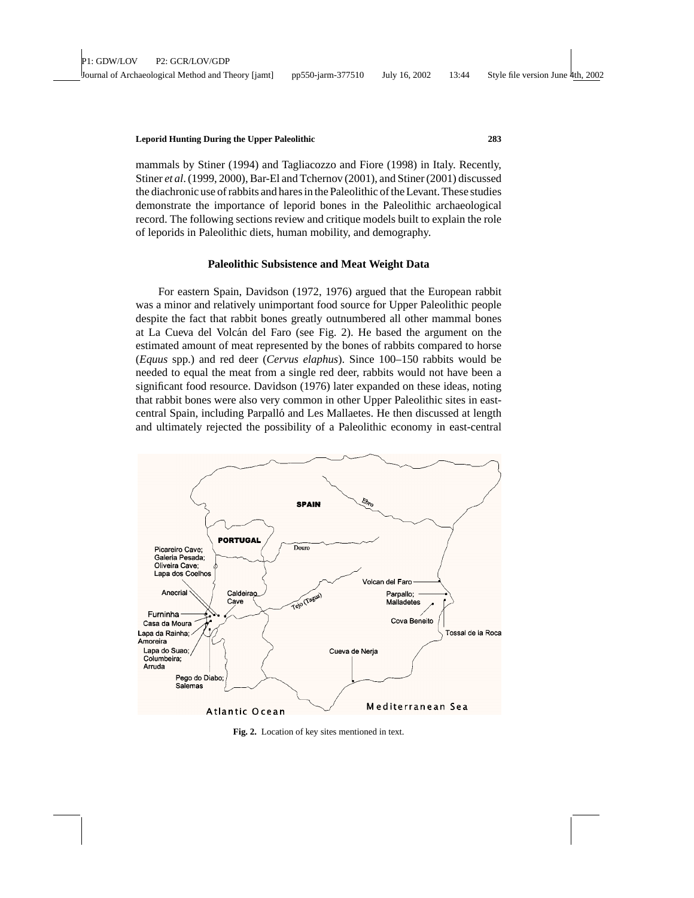mammals by Stiner (1994) and Tagliacozzo and Fiore (1998) in Italy. Recently, Stiner *et al*. (1999, 2000), Bar-El and Tchernov (2001), and Stiner (2001) discussed the diachronic use of rabbits and hares in the Paleolithic of the Levant. These studies demonstrate the importance of leporid bones in the Paleolithic archaeological record. The following sections review and critique models built to explain the role of leporids in Paleolithic diets, human mobility, and demography.

## Paleolithic Subsistence and Meat Weight Data

For eastern Spain, Davidson (1972, 1976) argued that the European rabbit was a minor and relatively unimportant food source for Upper Paleolithic people despite the fact that rabbit bones greatly outnumbered all other mammal bones at La Cueva del Volcán del Faro (see Fig. 2). He based the argument on the estimated amount of meat represented by the bones of rabbits compared to horse (*Equus* spp.) and red deer (*Cervus elaphus*). Since 100–150 rabbits would be needed to equal the meat from a single red deer, rabbits would not have been a significant food resource. Davidson (1976) later expanded on these ideas, noting that rabbit bones were also very common in other Upper Paleolithic sites in east-central Spain, including Parpalló and Les Mallaetes. He then discussed at length and ultimately rejected the possibility of a Paleolithic economy in east-central

**Fig. 2.** Location of key sites mentioned in text.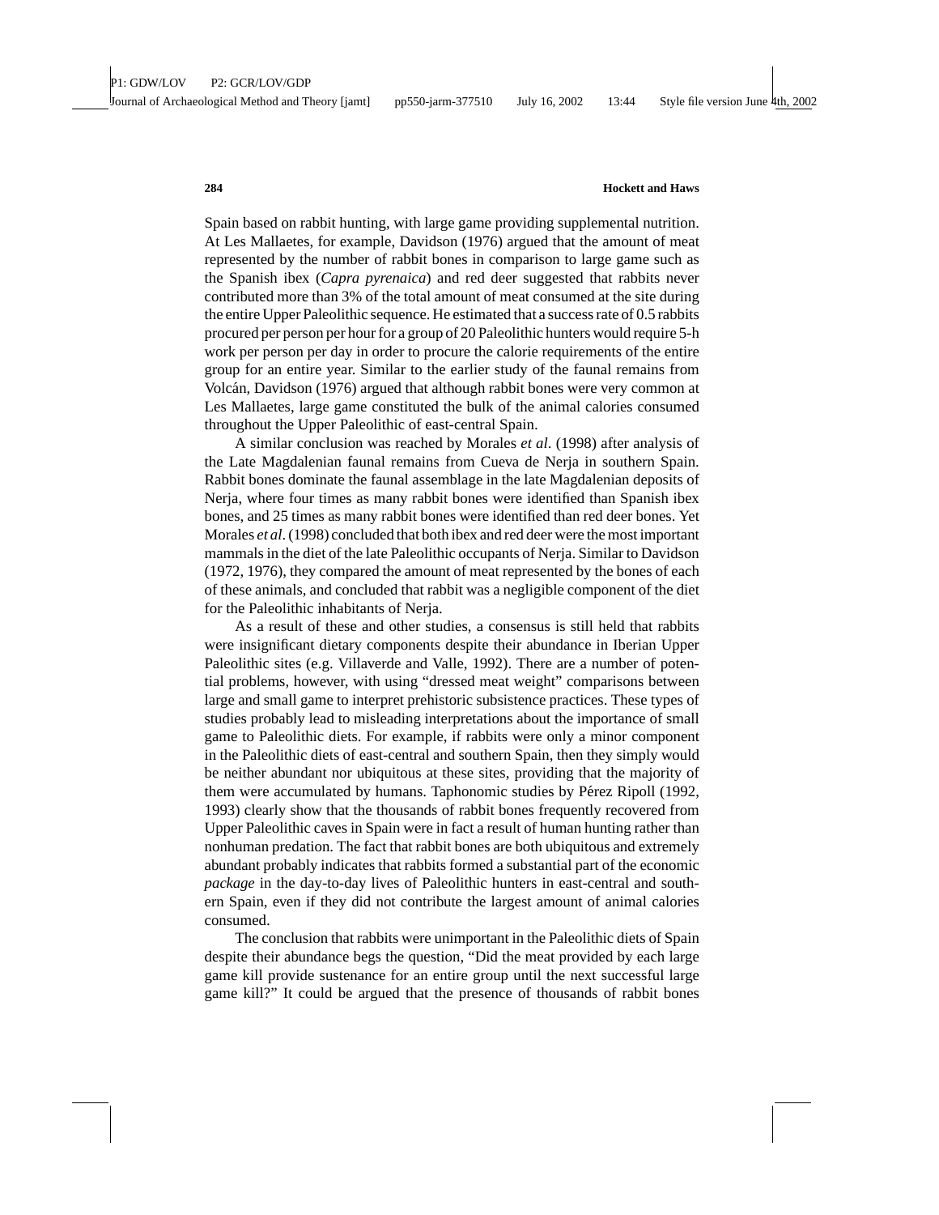Spain based on rabbit hunting, with large game providing supplemental nutrition. At Les Mallaetes, for example, Davidson (1976) argued that the amount of meat represented by the number of rabbit bones in comparison to large game such as the Spanish ibex (*Capra pyrenaica*) and red deer suggested that rabbits never contributed more than 3% of the total amount of meat consumed at the site during the entire Upper Paleolithic sequence. He estimated that a success rate of 0.5 rabbits procured per person per hour for a group of 20 Paleolithic hunters would require 5-h work per person per day in order to procure the calorie requirements of the entire group for an entire year. Similar to the earlier study of the faunal remains from Volcán, Davidson (1976) argued that although rabbit bones were very common at Les Mallaetes, large game constituted the bulk of the animal calories consumed throughout the Upper Paleolithic of east-central Spain.

A similar conclusion was reached by Morales *et al*. (1998) after analysis of the Late Magdalenian faunal remains from Cueva de Nerja in southern Spain. Rabbit bones dominate the faunal assemblage in the late Magdalenian deposits of Nerja, where four times as many rabbit bones were identified than Spanish ibex bones, and 25 times as many rabbit bones were identified than red deer bones. Yet Morales *et al*. (1998) concluded that both ibex and red deer were the most important mammals in the diet of the late Paleolithic occupants of Nerja. Similar to Davidson (1972, 1976), they compared the amount of meat represented by the bones of each of these animals, and concluded that rabbit was a negligible component of the diet for the Paleolithic inhabitants of Nerja.

As a result of these and other studies, a consensus is still held that rabbits were insignificant dietary components despite their abundance in Iberian Upper Paleolithic sites (e.g. Villaverde and Valle, 1992). There are a number of potential problems, however, with using "dressed meat weight" comparisons between large and small game to interpret prehistoric subsistence practices. These types of studies probably lead to misleading interpretations about the importance of small game to Paleolithic diets. For example, if rabbits were only a minor component in the Paleolithic diets of east-central and southern Spain, then they simply would be neither abundant nor ubiquitous at these sites, providing that the majority of them were accumulated by humans. Taphonomic studies by Pérez Ripoll (1992, 1993) clearly show that the thousands of rabbit bones frequently recovered from Upper Paleolithic caves in Spain were in fact a result of human hunting rather than nonhuman predation. The fact that rabbit bones are both ubiquitous and extremely abundant probably indicates that rabbits formed a substantial part of the economic *package* in the day-to-day lives of Paleolithic hunters in east-central and southern Spain, even if they did not contribute the largest amount of animal calories consumed.

The conclusion that rabbits were unimportant in the Paleolithic diets of Spain despite their abundance begs the question, "Did the meat provided by each large game kill provide sustenance for an entire group until the next successful large game kill?" It could be argued that the presence of thousands of rabbit bones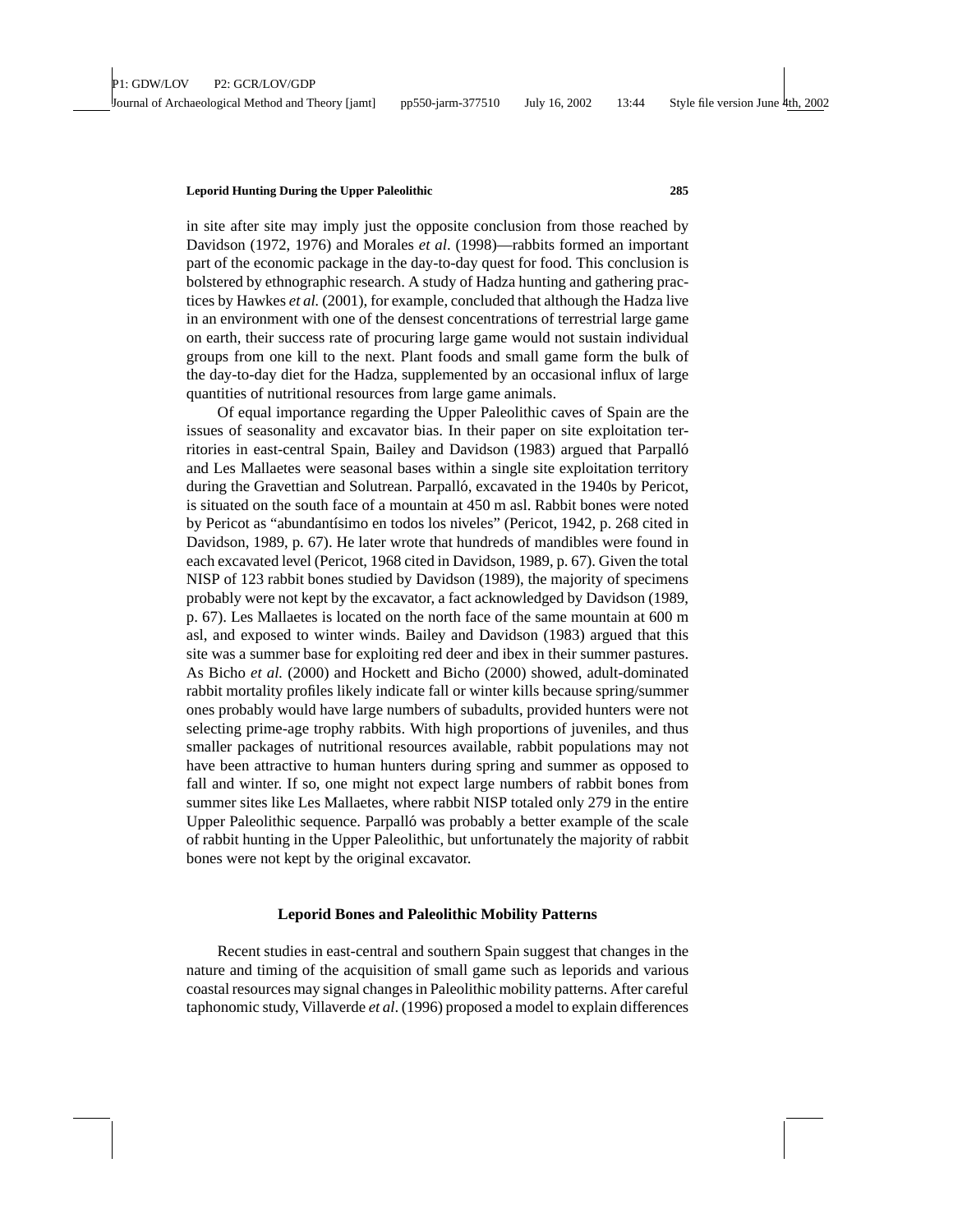in site after site may imply just the opposite conclusion from those reached by Davidson (1972, 1976) and Morales *et al*. (1998)—rabbits formed an important part of the economic package in the day-to-day quest for food. This conclusion is bolstered by ethnographic research. A study of Hadza hunting and gathering practices by Hawkes *et al.* (2001), for example, concluded that although the Hadza live in an environment with one of the densest concentrations of terrestrial large game on earth, their success rate of procuring large game would not sustain individual groups from one kill to the next. Plant foods and small game form the bulk of the day-to-day diet for the Hadza, supplemented by an occasional influx of large quantities of nutritional resources from large game animals.

Of equal importance regarding the Upper Paleolithic caves of Spain are the issues of seasonality and excavator bias. In their paper on site exploitation territories in east-central Spain, Bailey and Davidson (1983) argued that Parpalló and Les Mallaetes were seasonal bases within a single site exploitation territory during the Gravettian and Solutrean. Parpalló, excavated in the 1940s by Pericot, is situated on the south face of a mountain at 450 m asl. Rabbit bones were noted by Pericot as "abundantísimo en todos los niveles" (Pericot, 1942, p. 268 cited in Davidson, 1989, p. 67). He later wrote that hundreds of mandibles were found in each excavated level (Pericot, 1968 cited in Davidson, 1989, p. 67). Given the total NISP of 123 rabbit bones studied by Davidson (1989), the majority of specimens probably were not kept by the excavator, a fact acknowledged by Davidson (1989, p. 67). Les Mallaetes is located on the north face of the same mountain at 600 m asl, and exposed to winter winds. Bailey and Davidson (1983) argued that this site was a summer base for exploiting red deer and ibex in their summer pastures. As Bicho *et al.* (2000) and Hockett and Bicho (2000) showed, adult-dominated rabbit mortality profiles likely indicate fall or winter kills because spring/summer ones probably would have large numbers of subadults, provided hunters were not selecting prime-age trophy rabbits. With high proportions of juveniles, and thus smaller packages of nutritional resources available, rabbit populations may not have been attractive to human hunters during spring and summer as opposed to fall and winter. If so, one might not expect large numbers of rabbit bones from summer sites like Les Mallaetes, where rabbit NISP totaled only 279 in the entire Upper Paleolithic sequence. Parpalló was probably a better example of the scale of rabbit hunting in the Upper Paleolithic, but unfortunately the majority of rabbit bones were not kept by the original excavator.

## Leporid Bones and Paleolithic Mobility Patterns

Recent studies in east-central and southern Spain suggest that changes in the nature and timing of the acquisition of small game such as leporids and various coastal resources may signal changes in Paleolithic mobility patterns. After careful taphonomic study, Villaverde *et al*. (1996) proposed a model to explain differences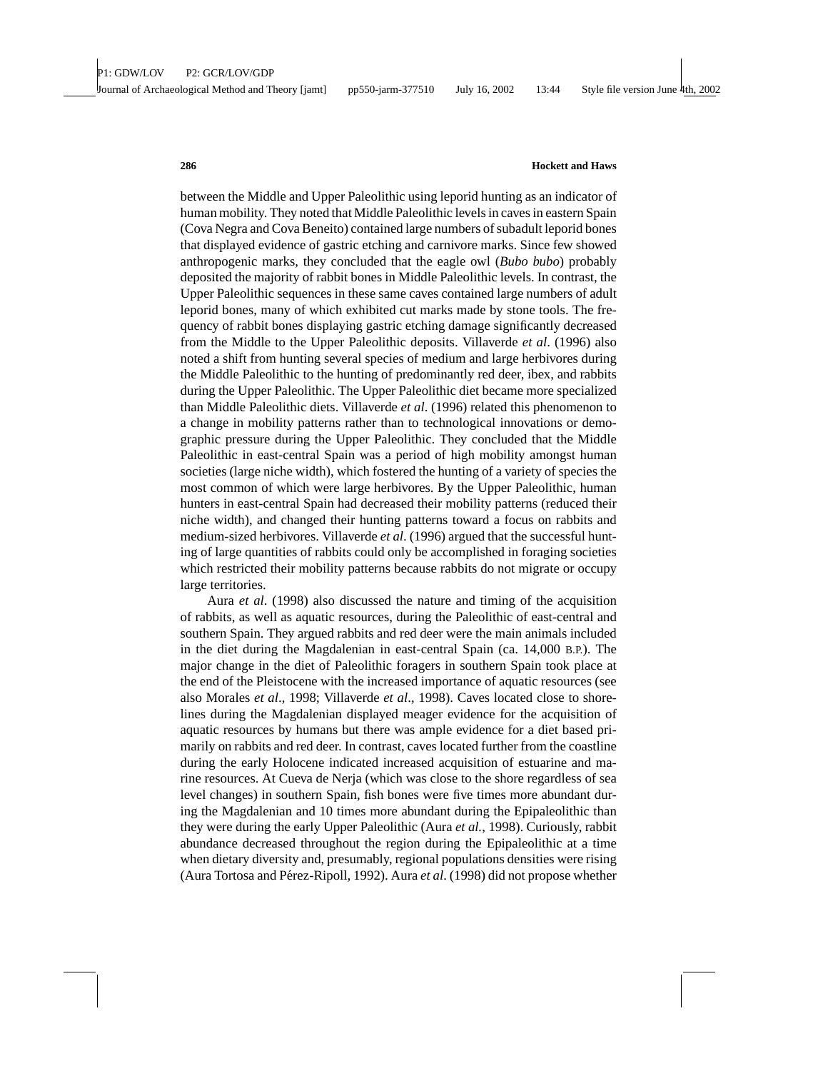between the Middle and Upper Paleolithic using leporid hunting as an indicator of human mobility. They noted that Middle Paleolithic levels in caves in eastern Spain (Cova Negra and Cova Beneito) contained large numbers of subadult leporid bones that displayed evidence of gastric etching and carnivore marks. Since few showed anthropogenic marks, they concluded that the eagle owl (*Bubo bubo*) probably deposited the majority of rabbit bones in Middle Paleolithic levels. In contrast, the Upper Paleolithic sequences in these same caves contained large numbers of adult leporid bones, many of which exhibited cut marks made by stone tools. The frequency of rabbit bones displaying gastric etching damage significantly decreased from the Middle to the Upper Paleolithic deposits. Villaverde *et al*. (1996) also noted a shift from hunting several species of medium and large herbivores during the Middle Paleolithic to the hunting of predominantly red deer, ibex, and rabbits during the Upper Paleolithic. The Upper Paleolithic diet became more specialized than Middle Paleolithic diets. Villaverde *et al*. (1996) related this phenomenon to a change in mobility patterns rather than to technological innovations or demographic pressure during the Upper Paleolithic. They concluded that the Middle Paleolithic in east-central Spain was a period of high mobility amongst human societies (large niche width), which fostered the hunting of a variety of species the most common of which were large herbivores. By the Upper Paleolithic, human hunters in east-central Spain had decreased their mobility patterns (reduced their niche width), and changed their hunting patterns toward a focus on rabbits and medium-sized herbivores. Villaverde *et al*. (1996) argued that the successful hunting of large quantities of rabbits could only be accomplished in foraging societies which restricted their mobility patterns because rabbits do not migrate or occupy large territories.

Aura *et al*. (1998) also discussed the nature and timing of the acquisition of rabbits, as well as aquatic resources, during the Paleolithic of east-central and southern Spain. They argued rabbits and red deer were the main animals included in the diet during the Magdalenian in east-central Spain (ca. 14,000 B.P.). The major change in the diet of Paleolithic foragers in southern Spain took place at the end of the Pleistocene with the increased importance of aquatic resources (see also Morales *et al*., 1998; Villaverde *et al*., 1998). Caves located close to shorelines during the Magdalenian displayed meager evidence for the acquisition of aquatic resources by humans but there was ample evidence for a diet based primarily on rabbits and red deer. In contrast, caves located further from the coastline during the early Holocene indicated increased acquisition of estuarine and marine resources. At Cueva de Nerja (which was close to the shore regardless of sea level changes) in southern Spain, fish bones were five times more abundant during the Magdalenian and 10 times more abundant during the Epipaleolithic than they were during the early Upper Paleolithic (Aura *et al.*, 1998). Curiously, rabbit abundance decreased throughout the region during the Epipaleolithic at a time when dietary diversity and, presumably, regional populations densities were rising (Aura Tortosa and Pérez-Ripoll, 1992). Aura *et al*. (1998) did not propose whether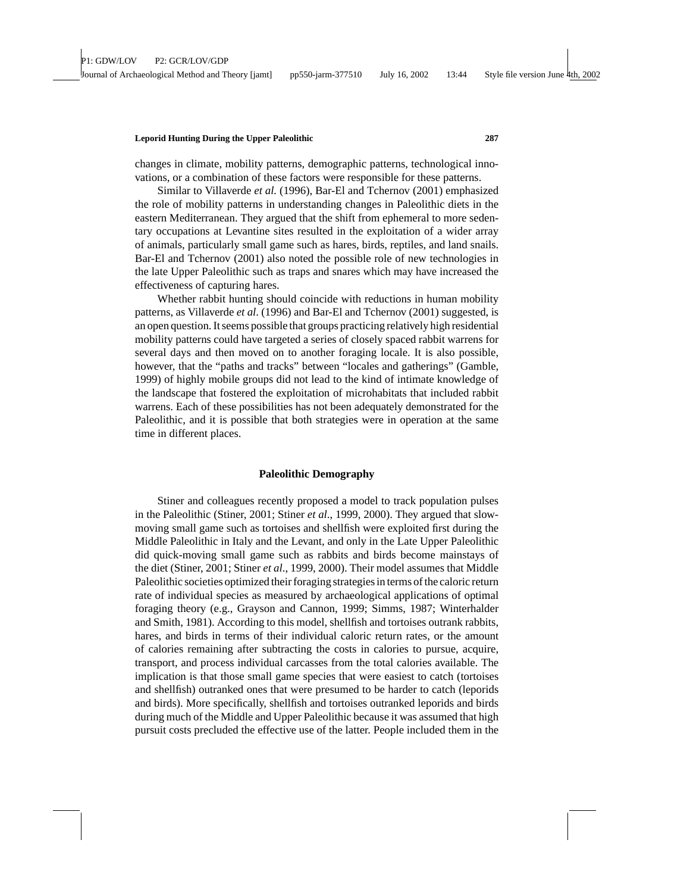changes in climate, mobility patterns, demographic patterns, technological innovations, or a combination of these factors were responsible for these patterns.

Similar to Villaverde *et al.* (1996), Bar-El and Tchernov (2001) emphasized the role of mobility patterns in understanding changes in Paleolithic diets in the eastern Mediterranean. They argued that the shift from ephemeral to more sedentary occupations at Levantine sites resulted in the exploitation of a wider array of animals, particularly small game such as hares, birds, reptiles, and land snails. Bar-El and Tchernov (2001) also noted the possible role of new technologies in the late Upper Paleolithic such as traps and snares which may have increased the effectiveness of capturing hares.

Whether rabbit hunting should coincide with reductions in human mobility patterns, as Villaverde *et al*. (1996) and Bar-El and Tchernov (2001) suggested, is an open question. It seems possible that groups practicing relatively high residential mobility patterns could have targeted a series of closely spaced rabbit warrens for several days and then moved on to another foraging locale. It is also possible, however, that the "paths and tracks" between "locales and gatherings" (Gamble, 1999) of highly mobile groups did not lead to the kind of intimate knowledge of the landscape that fostered the exploitation of microhabitats that included rabbit warrens. Each of these possibilities has not been adequately demonstrated for the Paleolithic, and it is possible that both strategies were in operation at the same time in different places.

## Paleolithic Demography

Stiner and colleagues recently proposed a model to track population pulses in the Paleolithic (Stiner, 2001; Stiner *et al*., 1999, 2000). They argued that slow-moving small game such as tortoises and shellfish were exploited first during the Middle Paleolithic in Italy and the Levant, and only in the Late Upper Paleolithic did quick-moving small game such as rabbits and birds become mainstays of the diet (Stiner, 2001; Stiner *et al*., 1999, 2000). Their model assumes that Middle Paleolithic societies optimized their foraging strategies in terms of the caloric return rate of individual species as measured by archaeological applications of optimal foraging theory (e.g., Grayson and Cannon, 1999; Simms, 1987; Winterhalder and Smith, 1981). According to this model, shellfish and tortoises outrank rabbits, hares, and birds in terms of their individual caloric return rates, or the amount of calories remaining after subtracting the costs in calories to pursue, acquire, transport, and process individual carcasses from the total calories available. The implication is that those small game species that were easiest to catch (tortoises and shellfish) outranked ones that were presumed to be harder to catch (leporids and birds). More specifically, shellfish and tortoises outranked leporids and birds during much of the Middle and Upper Paleolithic because it was assumed that high pursuit costs precluded the effective use of the latter. People included them in the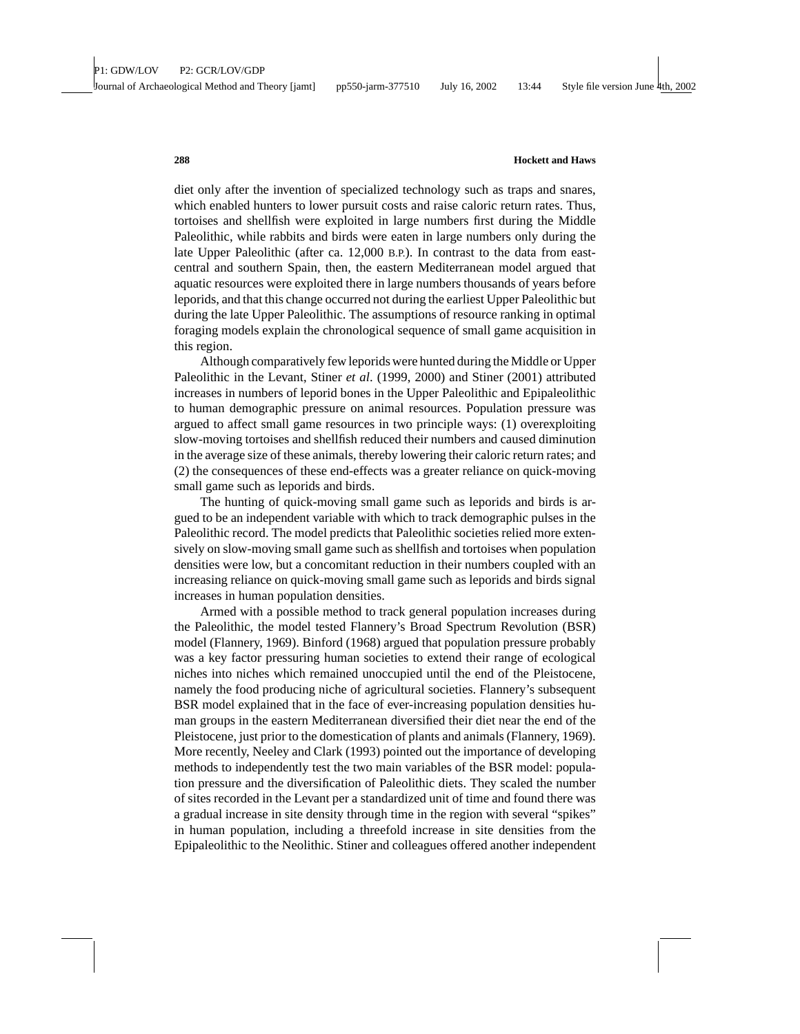diet only after the invention of specialized technology such as traps and snares, which enabled hunters to lower pursuit costs and raise caloric return rates. Thus, tortoises and shellfish were exploited in large numbers first during the Middle Paleolithic, while rabbits and birds were eaten in large numbers only during the late Upper Paleolithic (after ca. 12,000 B.P.). In contrast to the data from east-central and southern Spain, then, the eastern Mediterranean model argued that aquatic resources were exploited there in large numbers thousands of years before leporids, and that this change occurred not during the earliest Upper Paleolithic but during the late Upper Paleolithic. The assumptions of resource ranking in optimal foraging models explain the chronological sequence of small game acquisition in this region.

Although comparatively few leporids were hunted during the Middle or Upper Paleolithic in the Levant, Stiner *et al.* (1999, 2000) and Stiner (2001) attributed increases in numbers of leporid bones in the Upper Paleolithic and Epipaleolithic to human demographic pressure on animal resources. Population pressure was argued to affect small game resources in two principle ways: (1) overexploiting slow-moving tortoises and shellfish reduced their numbers and caused diminution in the average size of these animals, thereby lowering their caloric return rates; and (2) the consequences of these end-effects was a greater reliance on quick-moving small game such as leporids and birds.

The hunting of quick-moving small game such as leporids and birds is argued to be an independent variable with which to track demographic pulses in the Paleolithic record. The model predicts that Paleolithic societies relied more extensively on slow-moving small game such as shellfish and tortoises when population densities were low, but a concomitant reduction in their numbers coupled with an increasing reliance on quick-moving small game such as leporids and birds signal increases in human population densities.

Armed with a possible method to track general population increases during the Paleolithic, the model tested Flannery's Broad Spectrum Revolution (BSR) model (Flannery, 1969). Binford (1968) argued that population pressure probably was a key factor pressuring human societies to extend their range of ecological niches into niches which remained unoccupied until the end of the Pleistocene, namely the food producing niche of agricultural societies. Flannery's subsequent BSR model explained that in the face of ever-increasing population densities human groups in the eastern Mediterranean diversified their diet near the end of the Pleistocene, just prior to the domestication of plants and animals (Flannery, 1969). More recently, Neeley and Clark (1993) pointed out the importance of developing methods to independently test the two main variables of the BSR model: population pressure and the diversification of Paleolithic diets. They scaled the number of sites recorded in the Levant per a standardized unit of time and found there was a gradual increase in site density through time in the region with several "spikes" in human population, including a threefold increase in site densities from the Epipaleolithic to the Neolithic. Stiner and colleagues offered another independent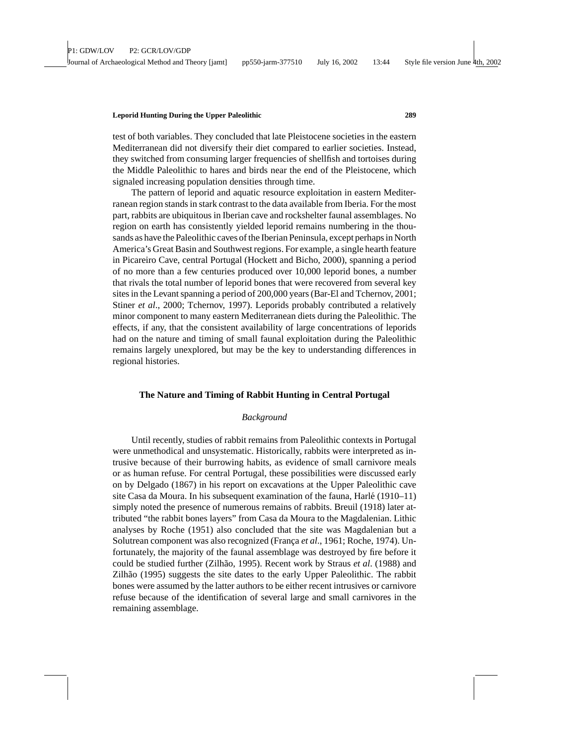test of both variables. They concluded that late Pleistocene societies in the eastern Mediterranean did not diversify their diet compared to earlier societies. Instead, they switched from consuming larger frequencies of shellfish and tortoises during the Middle Paleolithic to hares and birds near the end of the Pleistocene, which signaled increasing population densities through time.

The pattern of leporid and aquatic resource exploitation in eastern Mediterranean region stands in stark contrast to the data available from Iberia. For the most part, rabbits are ubiquitous in Iberian cave and rockshelter faunal assemblages. No region on earth has consistently yielded leporid remains numbering in the thousands as have the Paleolithic caves of the Iberian Peninsula, except perhaps in North America's Great Basin and Southwest regions. For example, a single hearth feature in Picareiro Cave, central Portugal (Hockett and Bicho, 2000), spanning a period of no more than a few centuries produced over 10,000 leporid bones, a number that rivals the total number of leporid bones that were recovered from several key sites in the Levant spanning a period of 200,000 years (Bar-El and Tchernov, 2001; Stiner *et al*., 2000; Tchernov, 1997). Leporids probably contributed a relatively minor component to many eastern Mediterranean diets during the Paleolithic. The effects, if any, that the consistent availability of large concentrations of leporids had on the nature and timing of small faunal exploitation during the Paleolithic remains largely unexplored, but may be the key to understanding differences in regional histories.

## The Nature and Timing of Rabbit Hunting in Central Portugal

### *Background*

Until recently, studies of rabbit remains from Paleolithic contexts in Portugal were unmethodical and unsystematic. Historically, rabbits were interpreted as intrusive because of their burrowing habits, as evidence of small carnivore meals or as human refuse. For central Portugal, these possibilities were discussed early on by Delgado (1867) in his report on excavations at the Upper Paleolithic cave site Casa da Moura. In his subsequent examination of the fauna, Harlé (1910–11) simply noted the presence of numerous remains of rabbits. Breuil (1918) later attributed "the rabbit bones layers" from Casa da Moura to the Magdalenian. Lithic analyses by Roche (1951) also concluded that the site was Magdalenian but a Solutrean component was also recognized (França *et al*., 1961; Roche, 1974). Unfortunately, the majority of the faunal assemblage was destroyed by fire before it could be studied further (Zilhão, 1995). Recent work by Straus *et al*. (1988) and Zilhão (1995) suggests the site dates to the early Upper Paleolithic. The rabbit bones were assumed by the latter authors to be either recent intrusives or carnivore refuse because of the identification of several large and small carnivores in the remaining assemblage.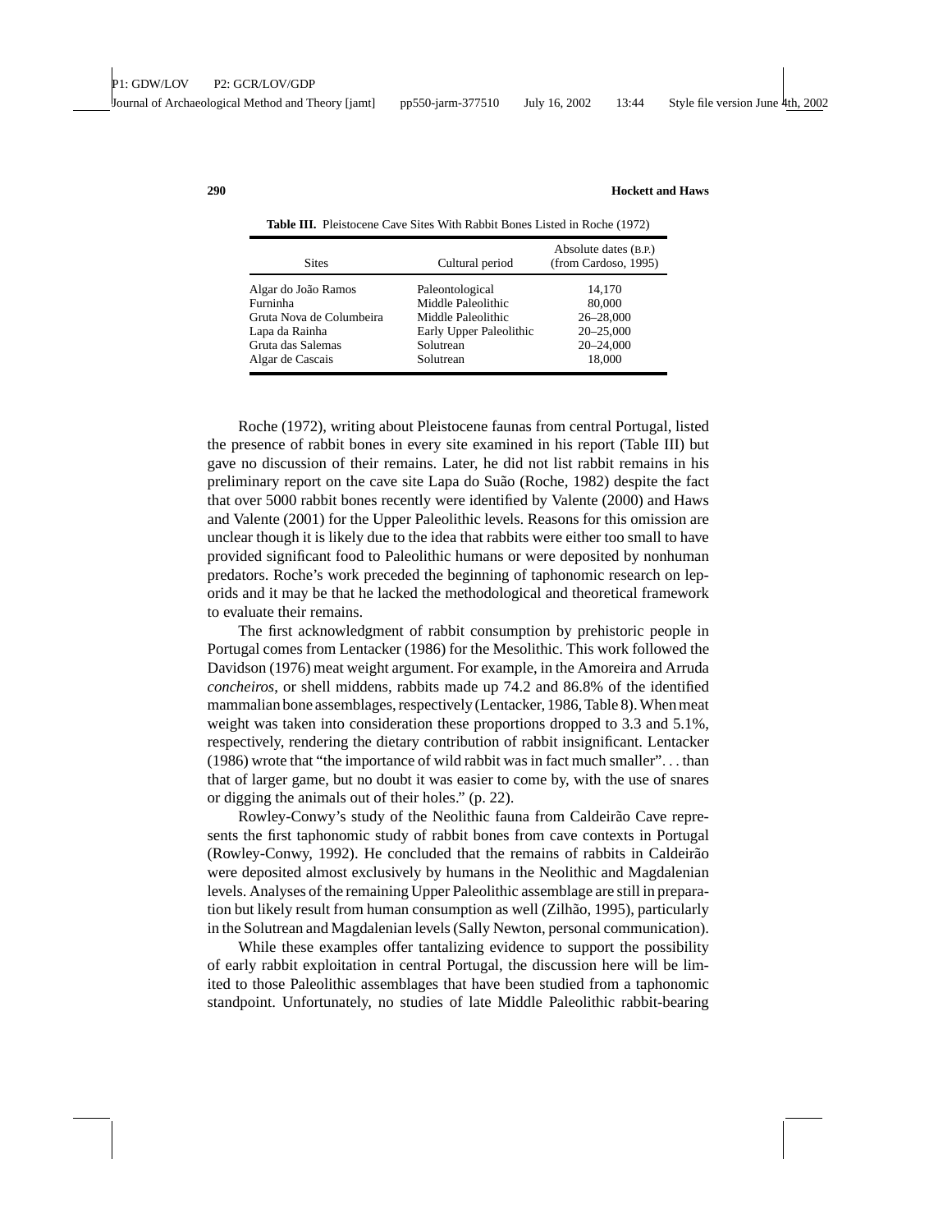**Table III.** Pleistocene Cave Sites With Rabbit Bones Listed in Roche (1972)

| Sites | Cultural period | Absolute dates (B.P.) (from Cardoso, 1995) |
|---|---|---|
| Algar do João Ramos | Paleontological | 14,170 |
| Furninha | Middle Paleolithic | 80,000 |
| Gruta Nova de Columbeira | Middle Paleolithic | 26–28,000 |
| Lapa da Rainha | Early Upper Paleolithic | 20–25,000 |
| Gruta das Salemas | Solutrean | 20–24,000 |
| Algar de Cascais | Solutrean | 18,000 |

Roche (1972), writing about Pleistocene faunas from central Portugal, listed the presence of rabbit bones in every site examined in his report (Table III) but gave no discussion of their remains. Later, he did not list rabbit remains in his preliminary report on the cave site Lapa do Suão (Roche, 1982) despite the fact that over 5000 rabbit bones recently were identified by Valente (2000) and Haws and Valente (2001) for the Upper Paleolithic levels. Reasons for this omission are unclear though it is likely due to the idea that rabbits were either too small to have provided significant food to Paleolithic humans or were deposited by nonhuman predators. Roche's work preceded the beginning of taphonomic research on leporids and it may be that he lacked the methodological and theoretical framework to evaluate their remains.

The first acknowledgment of rabbit consumption by prehistoric people in Portugal comes from Lentacker (1986) for the Mesolithic. This work followed the Davidson (1976) meat weight argument. For example, in the Amoreira and Arruda *concheiros*, or shell middens, rabbits made up 74.2 and 86.8% of the identified mammalian bone assemblages, respectively (Lentacker, 1986, Table 8). When meat weight was taken into consideration these proportions dropped to 3.3 and 5.1%, respectively, rendering the dietary contribution of rabbit insignificant. Lentacker (1986) wrote that "the importance of wild rabbit was in fact much smaller"... than that of larger game, but no doubt it was easier to come by, with the use of snares or digging the animals out of their holes." (p. 22).

Rowley-Conwy's study of the Neolithic fauna from Caldeirão Cave represents the first taphonomic study of rabbit bones from cave contexts in Portugal (Rowley-Conwy, 1992). He concluded that the remains of rabbits in Caldeirão were deposited almost exclusively by humans in the Neolithic and Magdalenian levels. Analyses of the remaining Upper Paleolithic assemblage are still in preparation but likely result from human consumption as well (Zilhão, 1995), particularly in the Solutrean and Magdalenian levels (Sally Newton, personal communication).

While these examples offer tantalizing evidence to support the possibility of early rabbit exploitation in central Portugal, the discussion here will be limited to those Paleolithic assemblages that have been studied from a taphonomic standpoint. Unfortunately, no studies of late Middle Paleolithic rabbit-bearing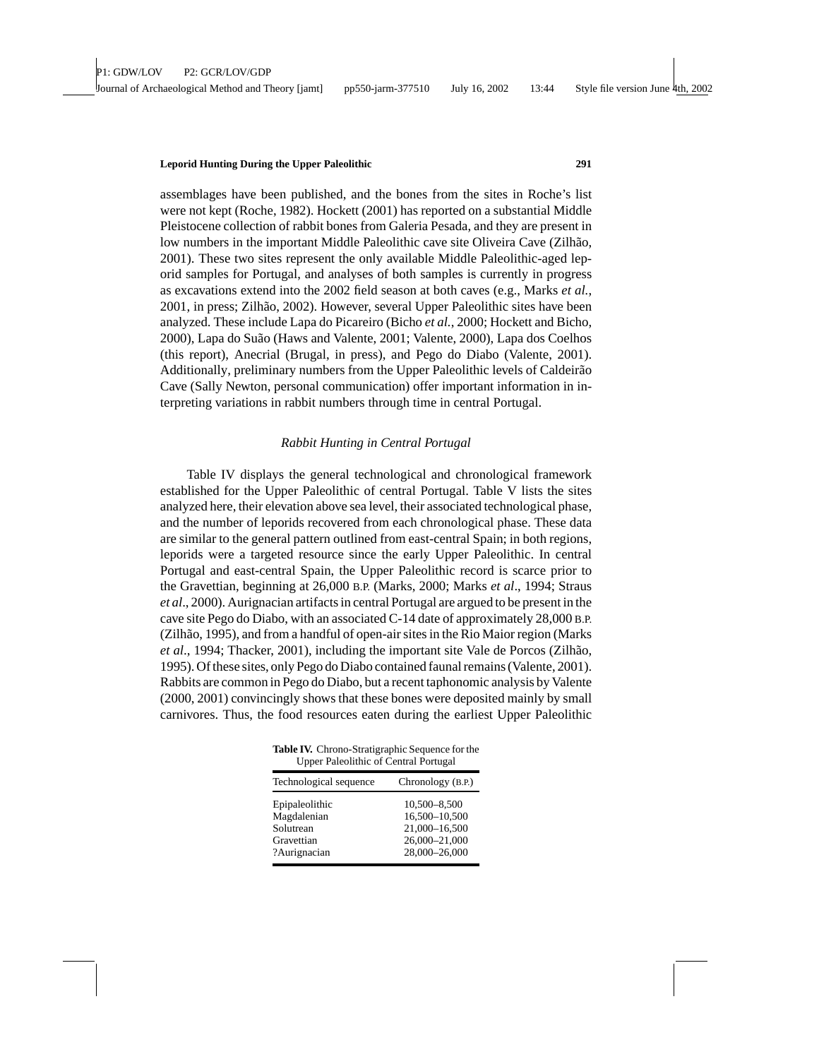assemblages have been published, and the bones from the sites in Roche's list were not kept (Roche, 1982). Hockett (2001) has reported on a substantial Middle Pleistocene collection of rabbit bones from Galeria Pesada, and they are present in low numbers in the important Middle Paleolithic cave site Oliveira Cave (Zilhão, 2001). These two sites represent the only available Middle Paleolithic-aged leporid samples for Portugal, and analyses of both samples is currently in progress as excavations extend into the 2002 field season at both caves (e.g., Marks *et al.*, 2001, in press; Zilhão, 2002). However, several Upper Paleolithic sites have been analyzed. These include Lapa do Picareiro (Bicho *et al.*, 2000; Hockett and Bicho, 2000), Lapa do Suão (Haws and Valente, 2001; Valente, 2000), Lapa dos Coelhos (this report), Anecrial (Brugal, in press), and Pego do Diabo (Valente, 2001). Additionally, preliminary numbers from the Upper Paleolithic levels of Caldeirão Cave (Sally Newton, personal communication) offer important information in interpreting variations in rabbit numbers through time in central Portugal.

### *Rabbit Hunting in Central Portugal*

Table IV displays the general technological and chronological framework established for the Upper Paleolithic of central Portugal. Table V lists the sites analyzed here, their elevation above sea level, their associated technological phase, and the number of leporids recovered from each chronological phase. These data are similar to the general pattern outlined from east-central Spain; in both regions, leporids were a targeted resource since the early Upper Paleolithic. In central Portugal and east-central Spain, the Upper Paleolithic record is scarce prior to the Gravettian, beginning at 26,000 B.P. (Marks, 2000; Marks *et al*., 1994; Straus *et al*., 2000). Aurignacian artifacts in central Portugal are argued to be present in the cave site Pego do Diabo, with an associated C-14 date of approximately 28,000 B.P. (Zilhão, 1995), and from a handful of open-air sites in the Rio Maior region (Marks *et al*., 1994; Thacker, 2001), including the important site Vale de Porcos (Zilhão, 1995). Of these sites, only Pego do Diabo contained faunal remains (Valente, 2001). Rabbits are common in Pego do Diabo, but a recent taphonomic analysis by Valente (2000, 2001) convincingly shows that these bones were deposited mainly by small carnivores. Thus, the food resources eaten during the earliest Upper Paleolithic

**Table IV.** Chrono-Stratigraphic Sequence for the Upper Paleolithic of Central Portugal

| Technological sequence | Chronology (B.P.) |
|---|---|
| Epipaleolithic | 10,500–8,500 |
| Magdalenian | 16,500–10,500 |
| Solutrean | 21,000–16,500 |
| Gravettian | 26,000–21,000 |
| ?Aurignacian | 28,000–26,000 |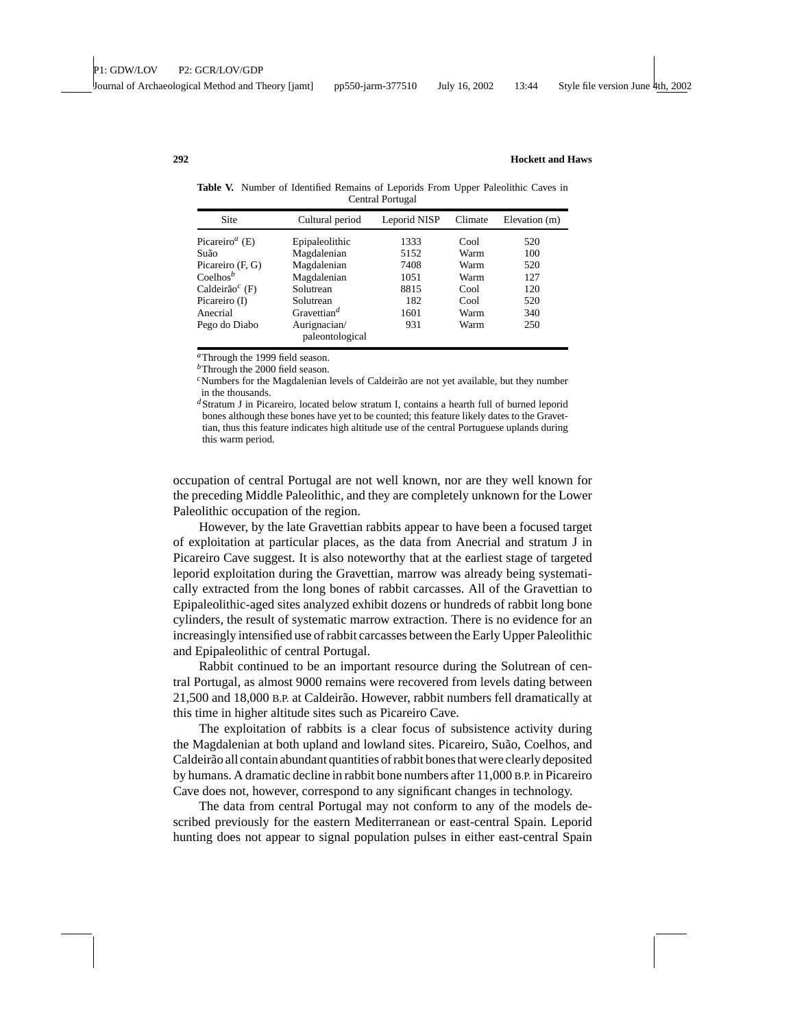**Table V.** Number of Identified Remains of Leporids From Upper Paleolithic Caves in Central Portugal

| Site | Cultural period | Leporid NISP | Climate | Elevation (m) |
|---|---|---|---|---|
| Picareiro[a] (E) | Epipaleolithic | 1333 | Cool | 520 |
| Suão | Magdalenian | 5152 | Warm | 100 |
| Picareiro (F, G) | Magdalenian | 7408 | Warm | 520 |
| Coelhos[b] | Magdalenian | 1051 | Warm | 127 |
| Caldeirão[c] (F) | Solutrean | 8815 | Cool | 120 |
| Picareiro (I) | Solutrean | 182 | Cool | 520 |
| Anecrial | Gravettian[d] | 1601 | Warm | 340 |
| Pego do Diabo | Aurignacian/ paleontological | 931 | Warm | 250 |

[a]Through the 1999 field season.
[b]Through the 2000 field season.
[c]Numbers for the Magdalenian levels of Caldeirão are not yet available, but they number in the thousands.
[d]Stratum J in Picareiro, located below stratum I, contains a hearth full of burned leporid bones although these bones have yet to be counted; this feature likely dates to the Gravettian, thus this feature indicates high altitude use of the central Portuguese uplands during this warm period.

occupation of central Portugal are not well known, nor are they well known for the preceding Middle Paleolithic, and they are completely unknown for the Lower Paleolithic occupation of the region.

However, by the late Gravettian rabbits appear to have been a focused target of exploitation at particular places, as the data from Anecrial and stratum J in Picareiro Cave suggest. It is also noteworthy that at the earliest stage of targeted leporid exploitation during the Gravettian, marrow was already being systematically extracted from the long bones of rabbit carcasses. All of the Gravettian to Epipaleolithic-aged sites analyzed exhibit dozens or hundreds of rabbit long bone cylinders, the result of systematic marrow extraction. There is no evidence for an increasingly intensified use of rabbit carcasses between the Early Upper Paleolithic and Epipaleolithic of central Portugal.

Rabbit continued to be an important resource during the Solutrean of central Portugal, as almost 9000 remains were recovered from levels dating between 21,500 and 18,000 B.P. at Caldeirão. However, rabbit numbers fell dramatically at this time in higher altitude sites such as Picareiro Cave.

The exploitation of rabbits is a clear focus of subsistence activity during the Magdalenian at both upland and lowland sites. Picareiro, Suão, Coelhos, and Caldeirão all contain abundant quantities of rabbit bones that were clearly deposited by humans. A dramatic decline in rabbit bone numbers after 11,000 B.P. in Picareiro Cave does not, however, correspond to any significant changes in technology.

The data from central Portugal may not conform to any of the models described previously for the eastern Mediterranean or east-central Spain. Leporid hunting does not appear to signal population pulses in either east-central Spain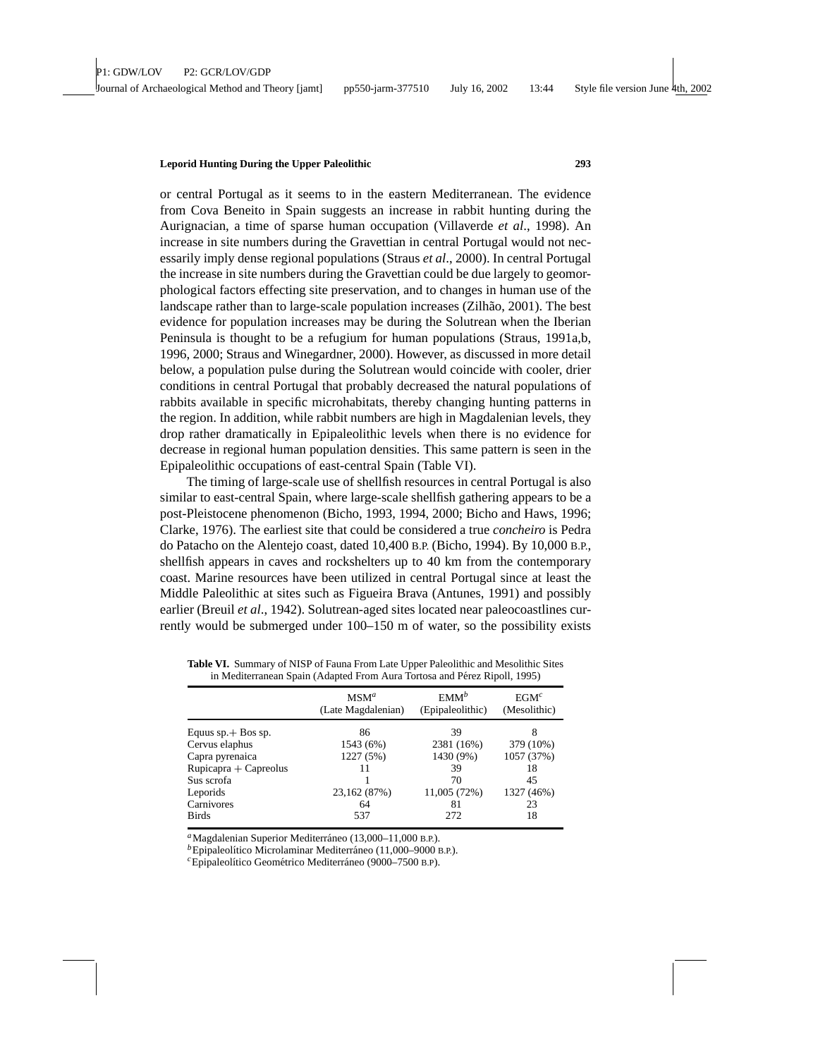or central Portugal as it seems to in the eastern Mediterranean. The evidence from Cova Beneito in Spain suggests an increase in rabbit hunting during the Aurignacian, a time of sparse human occupation (Villaverde *et al*., 1998). An increase in site numbers during the Gravettian in central Portugal would not necessarily imply dense regional populations (Straus *et al*., 2000). In central Portugal the increase in site numbers during the Gravettian could be due largely to geomorphological factors effecting site preservation, and to changes in human use of the landscape rather than to large-scale population increases (Zilhão, 2001). The best evidence for population increases may be during the Solutrean when the Iberian Peninsula is thought to be a refugium for human populations (Straus, 1991a,b, 1996, 2000; Straus and Winegardner, 2000). However, as discussed in more detail below, a population pulse during the Solutrean would coincide with cooler, drier conditions in central Portugal that probably decreased the natural populations of rabbits available in specific microhabitats, thereby changing hunting patterns in the region. In addition, while rabbit numbers are high in Magdalenian levels, they drop rather dramatically in Epipaleolithic levels when there is no evidence for decrease in regional human population densities. This same pattern is seen in the Epipaleolithic occupations of east-central Spain (Table VI).

The timing of large-scale use of shellfish resources in central Portugal is also similar to east-central Spain, where large-scale shellfish gathering appears to be a post-Pleistocene phenomenon (Bicho, 1993, 1994, 2000; Bicho and Haws, 1996; Clarke, 1976). The earliest site that could be considered a true *concheiro* is Pedra do Patacho on the Alentejo coast, dated 10,400 B.P. (Bicho, 1994). By 10,000 B.P., shellfish appears in caves and rockshelters up to 40 km from the contemporary coast. Marine resources have been utilized in central Portugal since at least the Middle Paleolithic at sites such as Figueira Brava (Antunes, 1991) and possibly earlier (Breuil *et al*., 1942). Solutrean-aged sites located near paleocoastlines currently would be submerged under 100–150 m of water, so the possibility exists

**Table VI.** Summary of NISP of Fauna From Late Upper Paleolithic and Mesolithic Sites in Mediterranean Spain (Adapted From Aura Tortosa and Pérez Ripoll, 1995)

| | MSM[a] (Late Magdalenian) | EMM[b] (Epipaleolithic) | EGM[c] (Mesolithic) |
|---|---|---|---|
| Equus sp. + Bos sp. | 86 | 39 | 8 |
| Cervus elaphus | 1543 (6%) | 2381 (16%) | 379 (10%) |
| Capra pyrenaica | 1227 (5%) | 1430 (9%) | 1057 (37%) |
| Rupicapra + Capreolus | 11 | 39 | 18 |
| Sus scrofa | 1 | 70 | 45 |
| Leporids | 23,162 (87%) | 11,005 (72%) | 1327 (46%) |
| Carnivores | 64 | 81 | 23 |
| Birds | 537 | 272 | 18 |

[a] Magdalenian Superior Mediterráneo (13,000–11,000 B.P.).
[b] Epipaleolítico Microlaminar Mediterráneo (11,000–9000 B.P.).
[c] Epipaleolítico Geométrico Mediterráneo (9000–7500 B.P).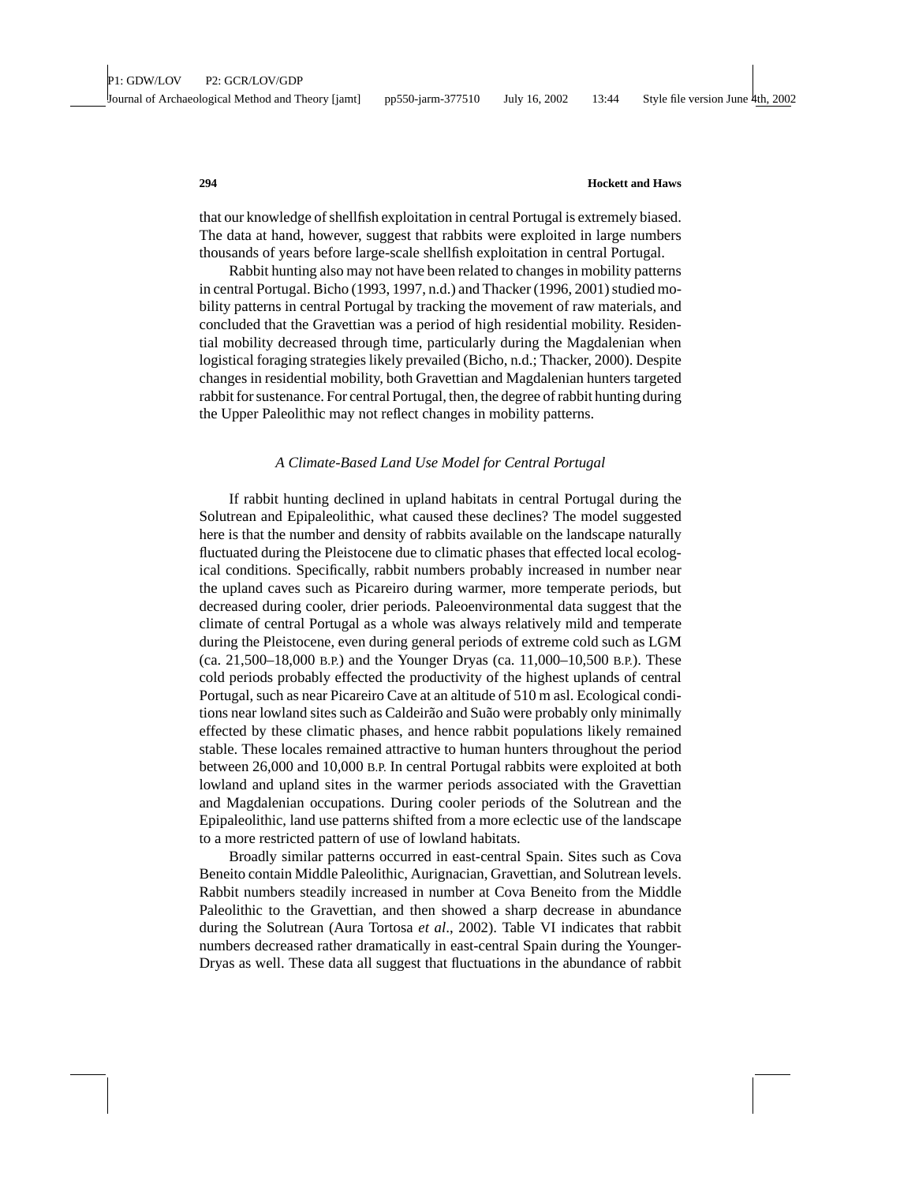that our knowledge of shellfish exploitation in central Portugal is extremely biased. The data at hand, however, suggest that rabbits were exploited in large numbers thousands of years before large-scale shellfish exploitation in central Portugal.

Rabbit hunting also may not have been related to changes in mobility patterns in central Portugal. Bicho (1993, 1997, n.d.) and Thacker (1996, 2001) studied mobility patterns in central Portugal by tracking the movement of raw materials, and concluded that the Gravettian was a period of high residential mobility. Residential mobility decreased through time, particularly during the Magdalenian when logistical foraging strategies likely prevailed (Bicho, n.d.; Thacker, 2000). Despite changes in residential mobility, both Gravettian and Magdalenian hunters targeted rabbit for sustenance. For central Portugal, then, the degree of rabbit hunting during the Upper Paleolithic may not reflect changes in mobility patterns.

### *A Climate-Based Land Use Model for Central Portugal*

If rabbit hunting declined in upland habitats in central Portugal during the Solutrean and Epipaleolithic, what caused these declines? The model suggested here is that the number and density of rabbits available on the landscape naturally fluctuated during the Pleistocene due to climatic phases that effected local ecological conditions. Specifically, rabbit numbers probably increased in number near the upland caves such as Picareiro during warmer, more temperate periods, but decreased during cooler, drier periods. Paleoenvironmental data suggest that the climate of central Portugal as a whole was always relatively mild and temperate during the Pleistocene, even during general periods of extreme cold such as LGM (ca. 21,500–18,000 B.P.) and the Younger Dryas (ca. 11,000–10,500 B.P.). These cold periods probably effected the productivity of the highest uplands of central Portugal, such as near Picareiro Cave at an altitude of 510 m asl. Ecological conditions near lowland sites such as Caldeirão and Suão were probably only minimally effected by these climatic phases, and hence rabbit populations likely remained stable. These locales remained attractive to human hunters throughout the period between 26,000 and 10,000 B.P. In central Portugal rabbits were exploited at both lowland and upland sites in the warmer periods associated with the Gravettian and Magdalenian occupations. During cooler periods of the Solutrean and the Epipaleolithic, land use patterns shifted from a more eclectic use of the landscape to a more restricted pattern of use of lowland habitats.

Broadly similar patterns occurred in east-central Spain. Sites such as Cova Beneito contain Middle Paleolithic, Aurignacian, Gravettian, and Solutrean levels. Rabbit numbers steadily increased in number at Cova Beneito from the Middle Paleolithic to the Gravettian, and then showed a sharp decrease in abundance during the Solutrean (Aura Tortosa *et al*., 2002). Table VI indicates that rabbit numbers decreased rather dramatically in east-central Spain during the Younger-Dryas as well. These data all suggest that fluctuations in the abundance of rabbit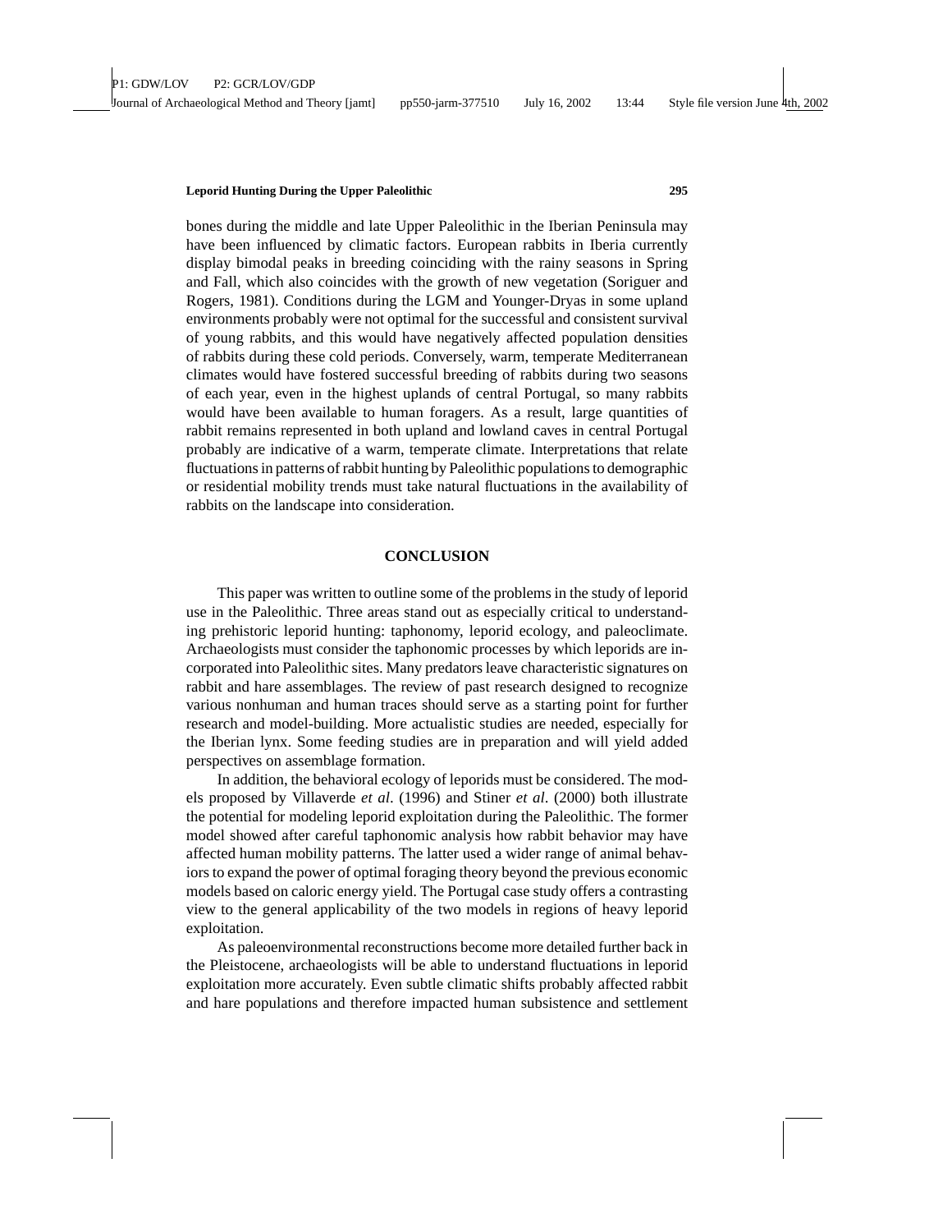bones during the middle and late Upper Paleolithic in the Iberian Peninsula may have been influenced by climatic factors. European rabbits in Iberia currently display bimodal peaks in breeding coinciding with the rainy seasons in Spring and Fall, which also coincides with the growth of new vegetation (Soriguer and Rogers, 1981). Conditions during the LGM and Younger-Dryas in some upland environments probably were not optimal for the successful and consistent survival of young rabbits, and this would have negatively affected population densities of rabbits during these cold periods. Conversely, warm, temperate Mediterranean climates would have fostered successful breeding of rabbits during two seasons of each year, even in the highest uplands of central Portugal, so many rabbits would have been available to human foragers. As a result, large quantities of rabbit remains represented in both upland and lowland caves in central Portugal probably are indicative of a warm, temperate climate. Interpretations that relate fluctuations in patterns of rabbit hunting by Paleolithic populations to demographic or residential mobility trends must take natural fluctuations in the availability of rabbits on the landscape into consideration.

## CONCLUSION

This paper was written to outline some of the problems in the study of leporid use in the Paleolithic. Three areas stand out as especially critical to understanding prehistoric leporid hunting: taphonomy, leporid ecology, and paleoclimate. Archaeologists must consider the taphonomic processes by which leporids are incorporated into Paleolithic sites. Many predators leave characteristic signatures on rabbit and hare assemblages. The review of past research designed to recognize various nonhuman and human traces should serve as a starting point for further research and model-building. More actualistic studies are needed, especially for the Iberian lynx. Some feeding studies are in preparation and will yield added perspectives on assemblage formation.

In addition, the behavioral ecology of leporids must be considered. The models proposed by Villaverde *et al*. (1996) and Stiner *et al*. (2000) both illustrate the potential for modeling leporid exploitation during the Paleolithic. The former model showed after careful taphonomic analysis how rabbit behavior may have affected human mobility patterns. The latter used a wider range of animal behaviors to expand the power of optimal foraging theory beyond the previous economic models based on caloric energy yield. The Portugal case study offers a contrasting view to the general applicability of the two models in regions of heavy leporid exploitation.

As paleoenvironmental reconstructions become more detailed further back in the Pleistocene, archaeologists will be able to understand fluctuations in leporid exploitation more accurately. Even subtle climatic shifts probably affected rabbit and hare populations and therefore impacted human subsistence and settlement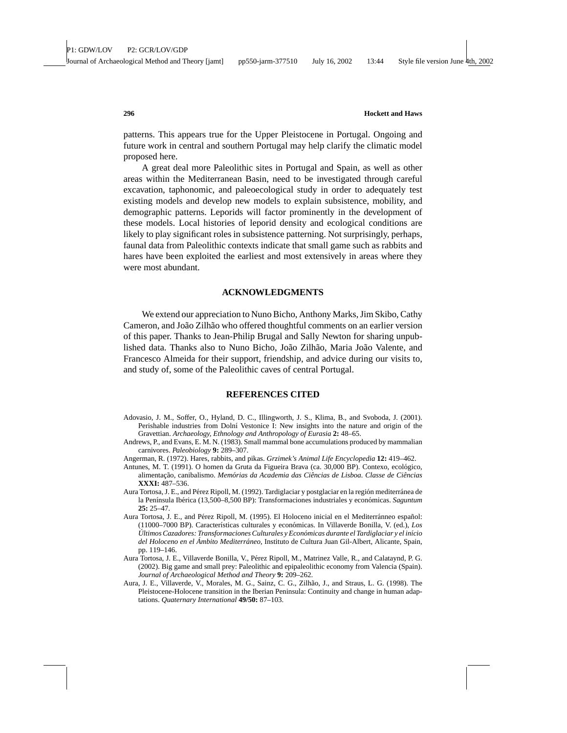patterns. This appears true for the Upper Pleistocene in Portugal. Ongoing and future work in central and southern Portugal may help clarify the climatic model proposed here.

A great deal more Paleolithic sites in Portugal and Spain, as well as other areas within the Mediterranean Basin, need to be investigated through careful excavation, taphonomic, and paleoecological study in order to adequately test existing models and develop new models to explain subsistence, mobility, and demographic patterns. Leporids will factor prominently in the development of these models. Local histories of leporid density and ecological conditions are likely to play significant roles in subsistence patterning. Not surprisingly, perhaps, faunal data from Paleolithic contexts indicate that small game such as rabbits and hares have been exploited the earliest and most extensively in areas where they were most abundant.

## ACKNOWLEDGMENTS

We extend our appreciation to Nuno Bicho, Anthony Marks, Jim Skibo, Cathy Cameron, and João Zilhão who offered thoughtful comments on an earlier version of this paper. Thanks to Jean-Philip Brugal and Sally Newton for sharing unpublished data. Thanks also to Nuno Bicho, João Zilhão, Maria João Valente, and Francesco Almeida for their support, friendship, and advice during our visits to, and study of, some of the Paleolithic caves of central Portugal.

## REFERENCES CITED

Adovasio, J. M., Soffer, O., Hyland, D. C., Illingworth, J. S., Klima, B., and Svoboda, J. (2001). Perishable industries from Dolní Vestonice I: New insights into the nature and origin of the Gravettian. *Archaeology, Ethnology and Anthropology of Eurasia* **2:** 48–65.

Andrews, P., and Evans, E. M. N. (1983). Small mammal bone accumulations produced by mammalian carnivores. *Paleobiology* **9:** 289–307.

Angerman, R. (1972). Hares, rabbits, and pikas. *Grzimek's Animal Life Encyclopedia* **12:** 419–462.

Antunes, M. T. (1991). O homen da Gruta da Figueira Brava (ca. 30,000 BP). Contexo, ecológico, alimentação, canibalismo. *Memórias da Academia das Ciências de Lisboa. Classe de Ciências* **XXXI:** 487–536.

Aura Tortosa, J. E., and Pérez Ripoll, M. (1992). Tardiglaciar y postglaciar en la región mediterránea de la Península Ibérica (13,500–8,500 BP): Transformaciones industriales y económicas. *Saguntum* **25:** 25–47.

Aura Tortosa, J. E., and Pérez Ripoll, M. (1995). El Holoceno inicial en el Mediterránneo español: (11000–7000 BP). Características culturales y económicas. In Villaverde Bonilla, V. (ed.), *Los Últimos Cazadores: Transformaciones Culturales y Económicas durante el Tardiglaciar y el início del Holoceno en el Ámbito Mediterráneo*, Instituto de Cultura Juan Gil-Albert, Alicante, Spain, pp. 119–146.

Aura Tortosa, J. E., Villaverde Bonilla, V., Pérez Ripoll, M., Matrinez Valle, R., and Calataynd, P. G. (2002). Big game and small prey: Paleolithic and epipaleolithic economy from Valencia (Spain). *Journal of Archaeological Method and Theory* **9:** 209–262.

Aura, J. E., Villaverde, V., Morales, M. G., Sainz, C. G., Zilhão, J., and Straus, L. G. (1998). The Pleistocene-Holocene transition in the Iberian Peninsula: Continuity and change in human adaptations. *Quaternary International* **49/50:** 87–103.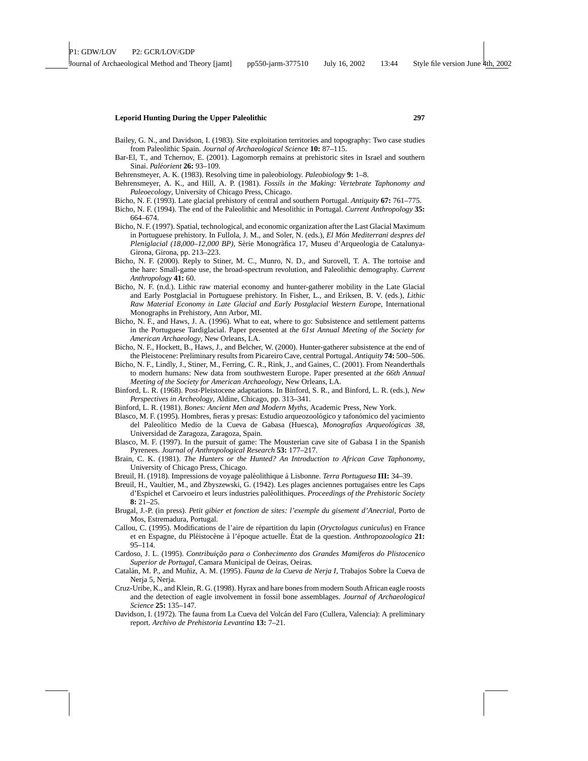Bailey, G. N., and Davidson, I. (1983). Site exploitation territories and topography: Two case studies from Paleolithic Spain. *Journal of Archaeological Science* **10:** 87–115.

Bar-El, T., and Tchernov, E. (2001). Lagomorph remains at prehistoric sites in Israel and southern Sinai. *Paléorient* **26:** 93–109.

Behrensmeyer, A. K. (1983). Resolving time in paleobiology. *Paleobiology* **9:** 1–8.

Behrensmeyer, A. K., and Hill, A. P. (1981). *Fossils in the Making: Vertebrate Taphonomy and Paleoecology*, University of Chicago Press, Chicago.

Bicho, N. F. (1993). Late glacial prehistory of central and southern Portugal. *Antiquity* **67:** 761–775.

Bicho, N. F. (1994). The end of the Paleolithic and Mesolithic in Portugal. *Current Anthropology* **35:** 664–674.

Bicho, N. F. (1997). Spatial, technological, and economic organization after the Last Glacial Maximum in Portuguese prehistory. In Fullola, J. M., and Soler, N. (eds.), *El Món Mediterrani despres del Pleniglacial (18,000–12,000 BP)*, Sèrie Monogràfica 17, Museu d'Arqueologia de Catalunya-Girona, Girona, pp. 213–223.

Bicho, N. F. (2000). Reply to Stiner, M. C., Munro, N. D., and Surovell, T. A. The tortoise and the hare: Small-game use, the broad-spectrum revolution, and Paleolithic demography. *Current Anthropology* **41:** 60.

Bicho, N. F. (n.d.). Lithic raw material economy and hunter-gatherer mobility in the Late Glacial and Early Postglacial in Portuguese prehistory. In Fisher, L., and Eriksen, B. V. (eds.), *Lithic Raw Material Economy in Late Glacial and Early Postglacial Western Europe*, International Monographs in Prehistory, Ann Arbor, MI.

Bicho, N. F., and Haws, J. A. (1996). What to eat, where to go: Subsistence and settlement patterns in the Portuguese Tardiglacial. Paper presented at *the 61st Annual Meeting of the Society for American Archaeology*, New Orleans, LA.

Bicho, N. F., Hockett, B., Haws, J., and Belcher, W. (2000). Hunter-gatherer subsistence at the end of the Pleistocene: Preliminary results from Picareiro Cave, central Portugal. *Antiquity* **74:** 500–506.

Bicho, N. F., Lindly, J., Stiner, M., Ferring, C. R., Rink, J., and Gaines, C. (2001). From Neanderthals to modern humans: New data from southwestern Europe. Paper presented at *the 66th Annual Meeting of the Society for American Archaeology*, New Orleans, LA.

Binford, L. R. (1968). Post-Pleistocene adaptations. In Binford, S. R., and Binford, L. R. (eds.), *New Perspectives in Archeology*, Aldine, Chicago, pp. 313–341.

Binford, L. R. (1981). *Bones: Ancient Men and Modern Myths*, Academic Press, New York.

Blasco, M. F. (1995). Hombres, fieras y presas: Estudio arqueozoológico y tafonómico del yacimiento del Paleolítico Medio de la Cueva de Gabasa (Huesca), *Monografías Arqueológicas 38*, Universidad de Zaragoza, Zaragoza, Spain.

Blasco, M. F. (1997). In the pursuit of game: The Mousterian cave site of Gabasa I in the Spanish Pyrenees. *Journal of Anthropological Research* **53:** 177–217.

Brain, C. K. (1981). *The Hunters or the Hunted? An Introduction to African Cave Taphonomy*, University of Chicago Press, Chicago.

Breuil, H. (1918). Impressions de voyage paléolithique à Lisbonne. *Terra Portuguesa* **III:** 34–39.

Breuil, H., Vaultier, M., and Zbyszewski, G. (1942). Les plages anciennes portugaises entre les Caps d'Espichel et Carvoeiro et leurs industries paléolithiques. *Proceedings of the Prehistoric Society* **8:** 21–25.

Brugal, J.-P. (in press). *Petit gibier et fonction de sites: l'exemple du gisement d'Anecrial*, Porto de Mos, Estremadura, Portugal.

Callou, C. (1995). Modifications de l'aire de répartition du lapin (*Oryctolagus cuniculus*) en France et en Espagne, du Pléistocène à l'époque actuelle. État de la question. *Anthropozoologica* **21:** 95–114.

Cardoso, J. L. (1995). *Contribuição para o Conhecimento dos Grandes Mamiferos do Plistocenico Superior de Portugal*, Camara Municipal de Oeiras, Oeiras.

Catalán, M. P., and Muñiz, A. M. (1995). *Fauna de la Cueva de Nerja I*, Trabajos Sobre la Cueva de Nerja 5, Nerja.

Cruz-Uribe, K., and Klein, R. G. (1998). Hyrax and hare bones from modern South African eagle roosts and the detection of eagle involvement in fossil bone assemblages. *Journal of Archaeological Science* **25:** 135–147.

Davidson, I. (1972). The fauna from La Cueva del Volcán del Faro (Cullera, Valencia): A preliminary report. *Archivo de Prehistoria Levantina* **13:** 7–21.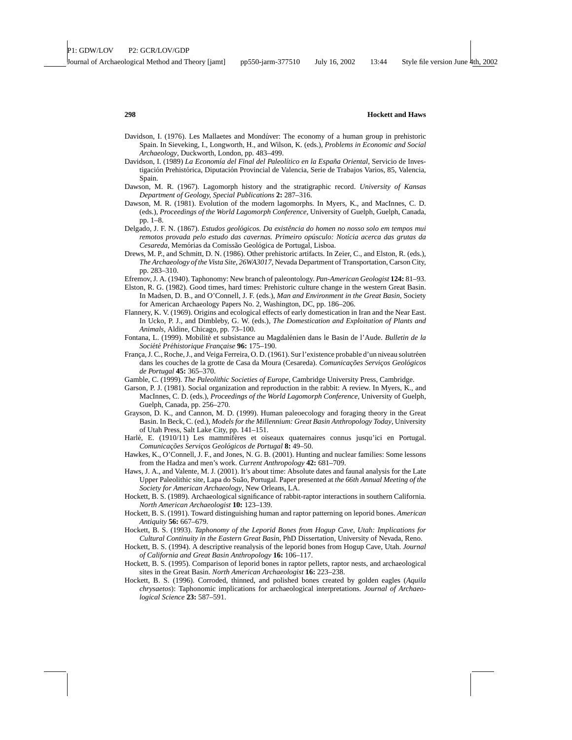Davidson, I. (1976). Les Mallaetes and Mondúver: The economy of a human group in prehistoric Spain. In Sieveking, I., Longworth, H., and Wilson, K. (eds.), *Problems in Economic and Social Archaeology*, Duckworth, London, pp. 483–499.

Davidson, I. (1989) *La Economía del Final del Paleolítico en la España Oriental*, Servicio de Investigación Prehistórica, Diputación Provincial de Valencia, Serie de Trabajos Varios, 85, Valencia, Spain.

Dawson, M. R. (1967). Lagomorph history and the stratigraphic record. *University of Kansas Department of Geology, Special Publications* **2:** 287–316.

Dawson, M. R. (1981). Evolution of the modern lagomorphs. In Myers, K., and MacInnes, C. D. (eds.), *Proceedings of the World Lagomorph Conference*, University of Guelph, Guelph, Canada, pp. 1–8.

Delgado, J. F. N. (1867). *Estudos geológicos. Da existência do homen no nosso solo em tempos mui remotos provada pelo estudo das cavernas. Primeiro opúsculo: Notícia acerca das grutas da Cesareda*, Memórias da Comissão Geológica de Portugal, Lisboa.

Drews, M. P., and Schmitt, D. N. (1986). Other prehistoric artifacts. In Zeier, C., and Elston, R. (eds.), *The Archaeology of the Vista Site, 26WA3017*, Nevada Department of Transportation, Carson City, pp. 283–310.

Efremov, J. A. (1940). Taphonomy: New branch of paleontology. *Pan-American Geologist* **124:** 81–93.

Elston, R. G. (1982). Good times, hard times: Prehistoric culture change in the western Great Basin. In Madsen, D. B., and O'Connell, J. F. (eds.), *Man and Environment in the Great Basin*, Society for American Archaeology Papers No. 2, Washington, DC, pp. 186–206.

Flannery, K. V. (1969). Origins and ecological effects of early domestication in Iran and the Near East. In Ucko, P. J., and Dimbleby, G. W. (eds.), *The Domestication and Exploitation of Plants and Animals*, Aldine, Chicago, pp. 73–100.

Fontana, L. (1999). Mobilité et subsistance au Magdalénien dans le Basin de l'Aude. *Bulletin de la Société Préhistorique Française* **96:** 175–190.

França, J. C., Roche, J., and Veiga Ferreira, O. D. (1961). Sur l'existence probable d'un niveau solutréen dans les couches de la grotte de Casa da Moura (Cesareda). *Comunicações Serviços Geológicos de Portugal* **45:** 365–370.

Gamble, C. (1999). *The Paleolithic Societies of Europe*, Cambridge University Press, Cambridge.

Garson, P. J. (1981). Social organization and reproduction in the rabbit: A review. In Myers, K., and MacInnes, C. D. (eds.), *Proceedings of the World Lagomorph Conference*, University of Guelph, Guelph, Canada, pp. 256–270.

Grayson, D. K., and Cannon, M. D. (1999). Human paleoecology and foraging theory in the Great Basin. In Beck, C. (ed.), *Models for the Millennium: Great Basin Anthropology Today*, University of Utah Press, Salt Lake City, pp. 141–151.

Harlé, E. (1910/11) Les mammifères et oiseaux quaternaires connus jusqu'ici en Portugal. *Comunicações Serviços Geológicos de Portugal* **8:** 49–50.

Hawkes, K., O'Connell, J. F., and Jones, N. G. B. (2001). Hunting and nuclear families: Some lessons from the Hadza and men's work. *Current Anthropology* **42:** 681–709.

Haws, J. A., and Valente, M. J. (2001). It's about time: Absolute dates and faunal analysis for the Late Upper Paleolithic site, Lapa do Suão, Portugal. Paper presented at *the 66th Annual Meeting of the Society for American Archaeology*, New Orleans, LA.

Hockett, B. S. (1989). Archaeological significance of rabbit-raptor interactions in southern California. *North American Archaeologist* **10:** 123–139.

Hockett, B. S. (1991). Toward distinguishing human and raptor patterning on leporid bones. *American Antiquity* **56:** 667–679.

Hockett, B. S. (1993). *Taphonomy of the Leporid Bones from Hogup Cave, Utah: Implications for Cultural Continuity in the Eastern Great Basin*, PhD Dissertation, University of Nevada, Reno.

Hockett, B. S. (1994). A descriptive reanalysis of the leporid bones from Hogup Cave, Utah. *Journal of California and Great Basin Anthropology* **16:** 106–117.

Hockett, B. S. (1995). Comparison of leporid bones in raptor pellets, raptor nests, and archaeological sites in the Great Basin. *North American Archaeologist* **16:** 223–238.

Hockett, B. S. (1996). Corroded, thinned, and polished bones created by golden eagles (*Aquila chrysaetos*): Taphonomic implications for archaeological interpretations. *Journal of Archaeological Science* **23:** 587–591.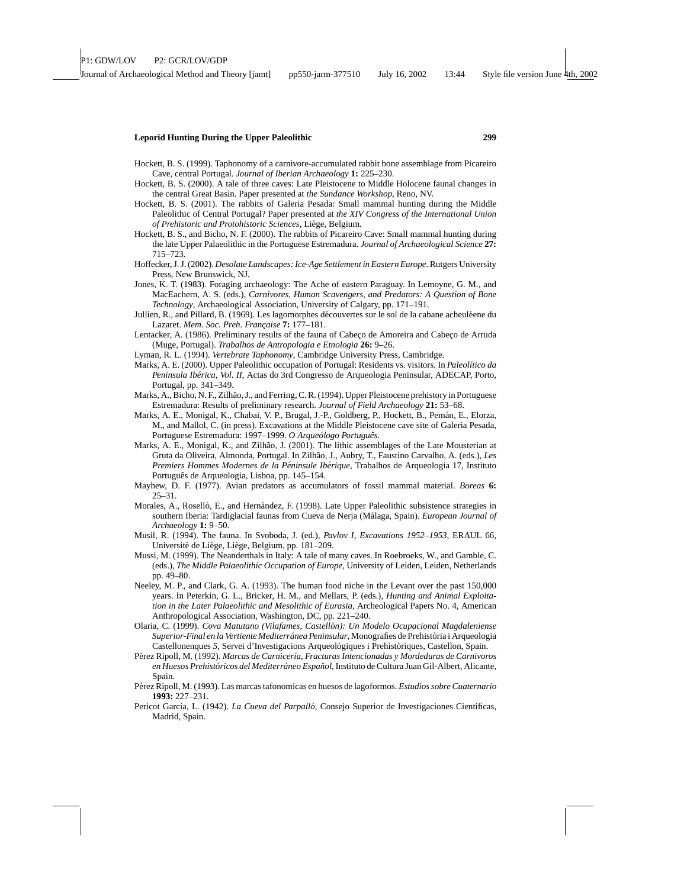Hockett, B. S. (1999). Taphonomy of a carnivore-accumulated rabbit bone assemblage from Picareiro Cave, central Portugal. *Journal of Iberian Archaeology* **1:** 225–230.

Hockett, B. S. (2000). A tale of three caves: Late Pleistocene to Middle Holocene faunal changes in the central Great Basin. Paper presented at *the Sundance Workshop*, Reno, NV.

Hockett, B. S. (2001). The rabbits of Galeria Pesada: Small mammal hunting during the Middle Paleolithic of Central Portugal? Paper presented at *the XIV Congress of the International Union of Prehistoric and Protohistoric Sciences*, Liège, Belgium.

Hockett, B. S., and Bicho, N. F. (2000). The rabbits of Picareiro Cave: Small mammal hunting during the late Upper Palaeolithic in the Portuguese Estremadura. *Journal of Archaeological Science* **27:** 715–723.

Hoffecker, J. J. (2002). *Desolate Landscapes: Ice-Age Settlement in Eastern Europe*. Rutgers University Press, New Brunswick, NJ.

Jones, K. T. (1983). Foraging archaeology: The Ache of eastern Paraguay. In Lemoyne, G. M., and MacEachern, A. S. (eds.), *Carnivores, Human Scavengers, and Predators: A Question of Bone Technology*, Archaeological Association, University of Calgary, pp. 171–191.

Jullien, R., and Pillard, B. (1969). Les lagomorphes découvertes sur le sol de la cabane acheuléene du Lazaret. *Mem. Soc. Preh. Française* **7:** 177–181.

Lentacker, A. (1986). Preliminary results of the fauna of Cabeço de Amoreira and Cabeço de Arruda (Muge, Portugal). *Trabalhos de Antropologia e Etnologia* **26:** 9–26.

Lyman, R. L. (1994). *Vertebrate Taphonomy*, Cambridge University Press, Cambridge.

Marks, A. E. (2000). Upper Paleolithic occupation of Portugal: Residents vs. visitors. In *Paleolítico da Peninsula Ibérica, Vol. II*, Actas do 3rd Congresso de Arqueologia Peninsular, ADECAP, Porto, Portugal, pp. 341–349.

Marks, A., Bicho, N. F., Zilhão, J., and Ferring, C. R. (1994). Upper Pleistocene prehistory in Portuguese Estremadura: Results of preliminary research. *Journal of Field Archaeology* **21:** 53–68.

Marks, A. E., Monigal, K., Chabai, V. P., Brugal, J.-P., Goldberg, P., Hockett, B., Pemán, E., Elorza, M., and Mallol, C. (in press). Excavations at the Middle Pleistocene cave site of Galeria Pesada, Portuguese Estremadura: 1997–1999. *O Arqueólogo Português*.

Marks, A. E., Monigal, K., and Zilhão, J. (2001). The lithic assemblages of the Late Mousterian at Gruta da Oliveira, Almonda, Portugal. In Zilhão, J., Aubry, T., Faustino Carvalho, A. (eds.), *Les Premiers Hommes Modernes de la Péninsule Ibérique*, Trabalhos de Arqueologia 17, Instituto Português de Arqueologia, Lisboa, pp. 145–154.

Mayhew, D. F. (1977). Avian predators as accumulators of fossil mammal material. *Boreas* **6:** 25–31.

Morales, A., Roselló, E., and Hernández, F. (1998). Late Upper Paleolithic subsistence strategies in southern Iberia: Tardiglacial faunas from Cueva de Nerja (Málaga, Spain). *European Journal of Archaeology* **1:** 9–50.

Musil, R. (1994). The fauna. In Svoboda, J. (ed.), *Pavlov I, Excavations 1952–1953*, ERAUL 66, Université de Liège, Liège, Belgium, pp. 181–209.

Mussi, M. (1999). The Neanderthals in Italy: A tale of many caves. In Roebroeks, W., and Gamble, C. (eds.), *The Middle Palaeolithic Occupation of Europe*, University of Leiden, Leiden, Netherlands pp. 49–80.

Neeley, M. P., and Clark, G. A. (1993). The human food niche in the Levant over the past 150,000 years. In Peterkin, G. L., Bricker, H. M., and Mellars, P. (eds.), *Hunting and Animal Exploitation in the Later Palaeolithic and Mesolithic of Eurasia*, Archeological Papers No. 4, American Anthropological Association, Washington, DC, pp. 221–240.

Olaria, C. (1999). *Cova Matutano (Vilafames, Castellón): Un Modelo Ocupacional Magdaleniense Superior-Final en la Vertiente Mediterránea Peninsular*, Monografies de Prehistòria i Arqueologia Castellonenques 5, Servei d'Investigacions Arqueològiques i Prehistòriques, Castellon, Spain.

Pérez Ripoll, M. (1992). *Marcas de Carnicería, Fracturas Intencionadas y Mordeduras de Carnivoros en Huesos Prehistóricos del Mediterráneo Español*, Instituto de Cultura Juan Gil-Albert, Alicante, Spain.

Pérez Ripoll, M. (1993). Las marcas tafonomicas en huesos de lagoformos. *Estudios sobre Cuaternario* **1993:** 227–231.

Pericot García, L. (1942). *La Cueva del Parpalló*, Consejo Superior de Investigaciones Científicas, Madrid, Spain.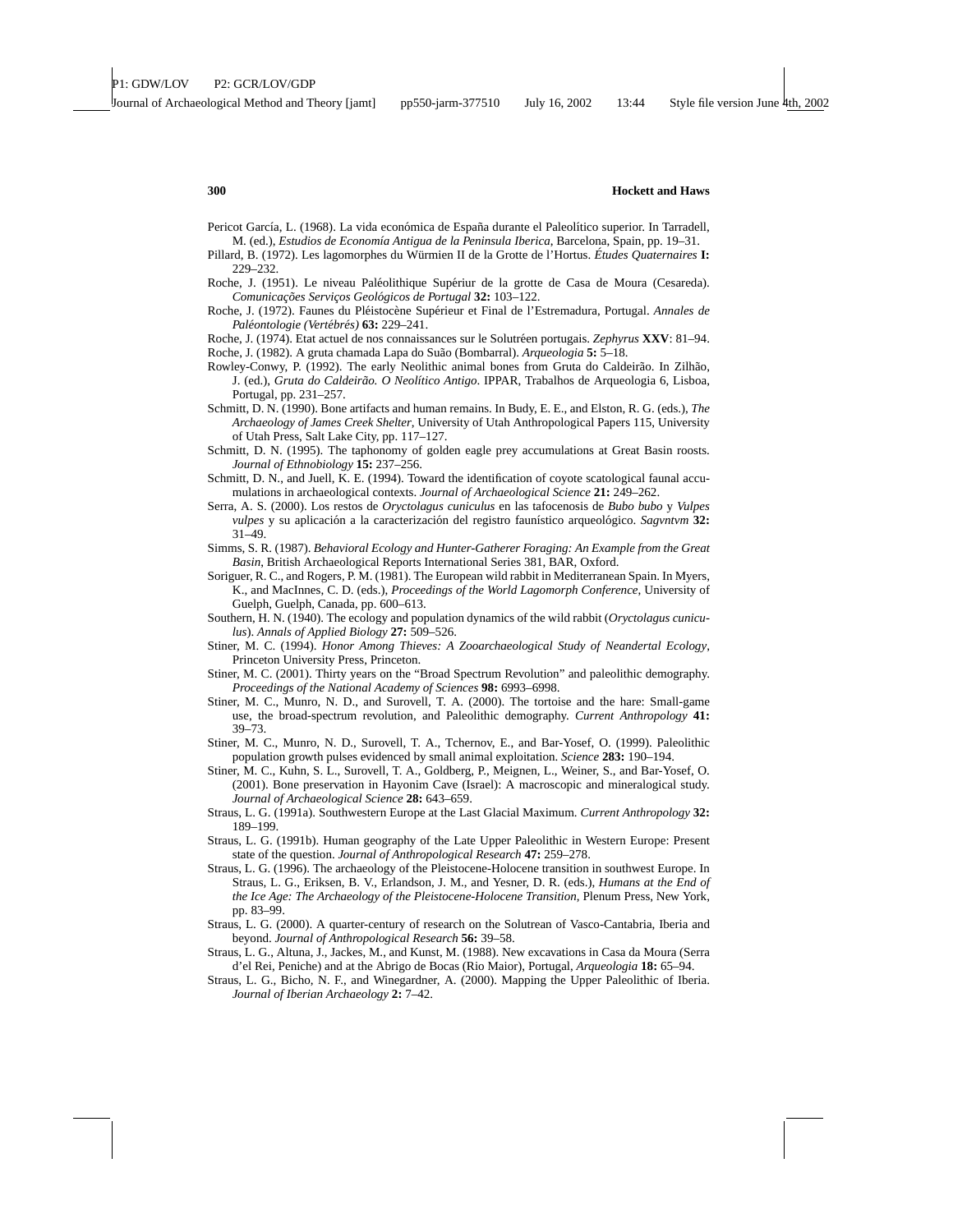Pericot García, L. (1968). La vida económica de España durante el Paleolítico superior. In Tarradell, M. (ed.), *Estudios de Economía Antigua de la Peninsula Iberica*, Barcelona, Spain, pp. 19–31.

Pillard, B. (1972). Les lagomorphes du Würmien II de la Grotte de l'Hortus. *Études Quaternaires* **I:** 229–232.

Roche, J. (1951). Le niveau Paléolithique Supériur de la grotte de Casa de Moura (Cesareda). *Comunicações Serviços Geológicos de Portugal* **32:** 103–122.

Roche, J. (1972). Faunes du Pléistocène Supérieur et Final de l'Estremadura, Portugal. *Annales de Paléontologie (Vertébrés)* **63:** 229–241.

Roche, J. (1974). Etat actuel de nos connaissances sur le Solutréen portugais. *Zephyrus* **XXV**: 81–94.

Roche, J. (1982). A gruta chamada Lapa do Suão (Bombarral). *Arqueologia* **5:** 5–18.

Rowley-Conwy, P. (1992). The early Neolithic animal bones from Gruta do Caldeirão. In Zilhão, J. (ed.), *Gruta do Caldeirão. O Neolítico Antigo*. IPPAR, Trabalhos de Arqueologia 6, Lisboa, Portugal, pp. 231–257.

Schmitt, D. N. (1990). Bone artifacts and human remains. In Budy, E. E., and Elston, R. G. (eds.), *The Archaeology of James Creek Shelter*, University of Utah Anthropological Papers 115, University of Utah Press, Salt Lake City, pp. 117–127.

Schmitt, D. N. (1995). The taphonomy of golden eagle prey accumulations at Great Basin roosts. *Journal of Ethnobiology* **15:** 237–256.

Schmitt, D. N., and Juell, K. E. (1994). Toward the identification of coyote scatological faunal accumulations in archaeological contexts. *Journal of Archaeological Science* **21:** 249–262.

Serra, A. S. (2000). Los restos de *Oryctolagus cuniculus* en las tafocenosis de *Bubo bubo* y *Vulpes vulpes* y su aplicación a la caracterización del registro faunístico arqueológico. *Sagvntvm* **32:** 31–49.

Simms, S. R. (1987). *Behavioral Ecology and Hunter-Gatherer Foraging: An Example from the Great Basin*, British Archaeological Reports International Series 381, BAR, Oxford.

Soriguer, R. C., and Rogers, P. M. (1981). The European wild rabbit in Mediterranean Spain. In Myers, K., and MacInnes, C. D. (eds.), *Proceedings of the World Lagomorph Conference*, University of Guelph, Guelph, Canada, pp. 600–613.

Southern, H. N. (1940). The ecology and population dynamics of the wild rabbit (*Oryctolagus cuniculus*). *Annals of Applied Biology* **27:** 509–526.

Stiner, M. C. (1994). *Honor Among Thieves: A Zooarchaeological Study of Neandertal Ecology*, Princeton University Press, Princeton.

Stiner, M. C. (2001). Thirty years on the "Broad Spectrum Revolution" and paleolithic demography. *Proceedings of the National Academy of Sciences* **98:** 6993–6998.

Stiner, M. C., Munro, N. D., and Surovell, T. A. (2000). The tortoise and the hare: Small-game use, the broad-spectrum revolution, and Paleolithic demography. *Current Anthropology* **41:** 39–73.

Stiner, M. C., Munro, N. D., Surovell, T. A., Tchernov, E., and Bar-Yosef, O. (1999). Paleolithic population growth pulses evidenced by small animal exploitation. *Science* **283:** 190–194.

Stiner, M. C., Kuhn, S. L., Surovell, T. A., Goldberg, P., Meignen, L., Weiner, S., and Bar-Yosef, O. (2001). Bone preservation in Hayonim Cave (Israel): A macroscopic and mineralogical study. *Journal of Archaeological Science* **28:** 643–659.

Straus, L. G. (1991a). Southwestern Europe at the Last Glacial Maximum. *Current Anthropology* **32:** 189–199.

Straus, L. G. (1991b). Human geography of the Late Upper Paleolithic in Western Europe: Present state of the question. *Journal of Anthropological Research* **47:** 259–278.

Straus, L. G. (1996). The archaeology of the Pleistocene-Holocene transition in southwest Europe. In Straus, L. G., Eriksen, B. V., Erlandson, J. M., and Yesner, D. R. (eds.), *Humans at the End of the Ice Age: The Archaeology of the Pleistocene-Holocene Transition*, Plenum Press, New York, pp. 83–99.

Straus, L. G. (2000). A quarter-century of research on the Solutrean of Vasco-Cantabria, Iberia and beyond. *Journal of Anthropological Research* **56:** 39–58.

Straus, L. G., Altuna, J., Jackes, M., and Kunst, M. (1988). New excavations in Casa da Moura (Serra d'el Rei, Peniche) and at the Abrigo de Bocas (Rio Maior), Portugal, *Arqueologia* **18:** 65–94.

Straus, L. G., Bicho, N. F., and Winegardner, A. (2000). Mapping the Upper Paleolithic of Iberia. *Journal of Iberian Archaeology* **2:** 7–42.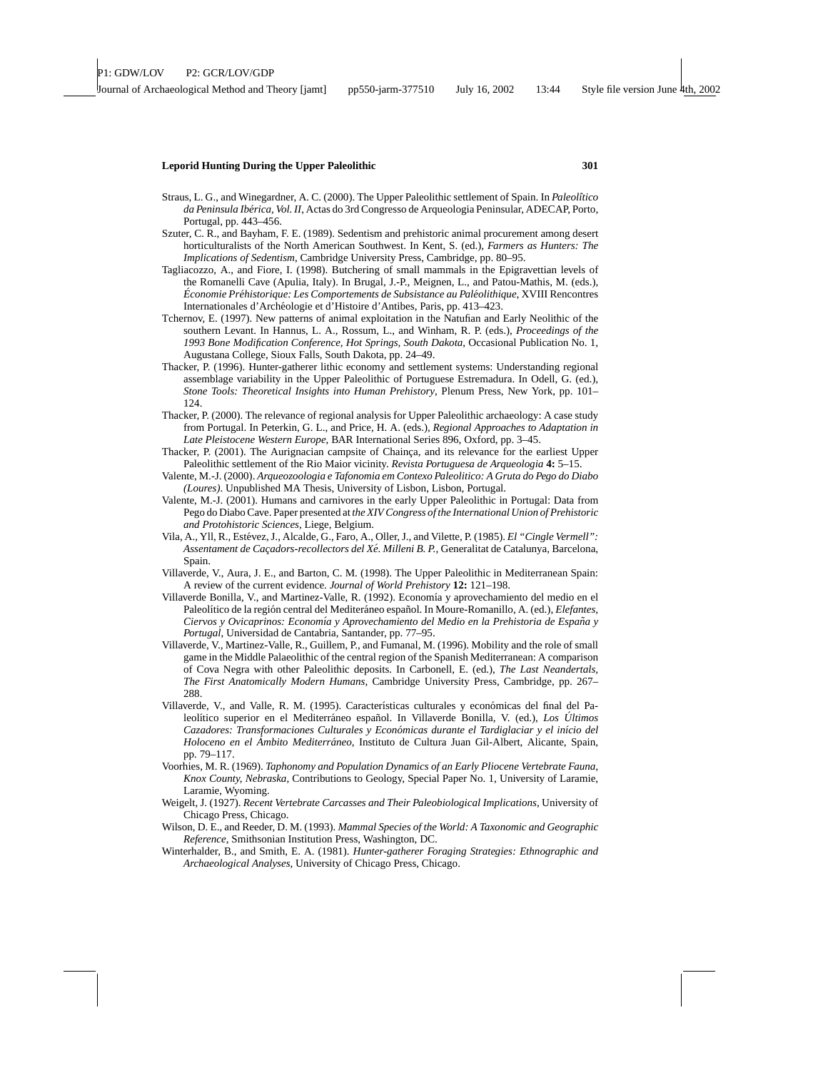Straus, L. G., and Winegardner, A. C. (2000). The Upper Paleolithic settlement of Spain. In *Paleolítico da Peninsula Ibérica, Vol. II*, Actas do 3rd Congresso de Arqueologia Peninsular, ADECAP, Porto, Portugal, pp. 443–456.

Szuter, C. R., and Bayham, F. E. (1989). Sedentism and prehistoric animal procurement among desert horticulturalists of the North American Southwest. In Kent, S. (ed.), *Farmers as Hunters: The Implications of Sedentism*, Cambridge University Press, Cambridge, pp. 80–95.

Tagliacozzo, A., and Fiore, I. (1998). Butchering of small mammals in the Epigravettian levels of the Romanelli Cave (Apulia, Italy). In Brugal, J.-P., Meignen, L., and Patou-Mathis, M. (eds.), *Économie Préhistorique: Les Comportements de Subsistance au Paléolithique*, XVIII Rencontres Internationales d'Archéologie et d'Histoire d'Antibes, Paris, pp. 413–423.

Tchernov, E. (1997). New patterns of animal exploitation in the Natufian and Early Neolithic of the southern Levant. In Hannus, L. A., Rossum, L., and Winham, R. P. (eds.), *Proceedings of the 1993 Bone Modification Conference, Hot Springs, South Dakota*, Occasional Publication No. 1, Augustana College, Sioux Falls, South Dakota, pp. 24–49.

Thacker, P. (1996). Hunter-gatherer lithic economy and settlement systems: Understanding regional assemblage variability in the Upper Paleolithic of Portuguese Estremadura. In Odell, G. (ed.), *Stone Tools: Theoretical Insights into Human Prehistory*, Plenum Press, New York, pp. 101–124.

Thacker, P. (2000). The relevance of regional analysis for Upper Paleolithic archaeology: A case study from Portugal. In Peterkin, G. L., and Price, H. A. (eds.), *Regional Approaches to Adaptation in Late Pleistocene Western Europe*, BAR International Series 896, Oxford, pp. 3–45.

Thacker, P. (2001). The Aurignacian campsite of Chainça, and its relevance for the earliest Upper Paleolithic settlement of the Rio Maior vicinity. *Revista Portuguesa de Arqueologia* **4:** 5–15.

Valente, M.-J. (2000). *Arqueozoologia e Tafonomia em Contexo Paleolitico: A Gruta do Pego do Diabo (Loures)*. Unpublished MA Thesis, University of Lisbon, Lisbon, Portugal.

Valente, M.-J. (2001). Humans and carnivores in the early Upper Paleolithic in Portugal: Data from Pego do Diabo Cave. Paper presented at *the XIV Congress of the International Union of Prehistoric and Protohistoric Sciences*, Liege, Belgium.

Vila, A., Yll, R., Estévez, J., Alcalde, G., Faro, A., Oller, J., and Vilette, P. (1985). *El "Cingle Vermell": Assentament de Caçadors-recollectors del Xé. Milleni B. P.*, Generalitat de Catalunya, Barcelona, Spain.

Villaverde, V., Aura, J. E., and Barton, C. M. (1998). The Upper Paleolithic in Mediterranean Spain: A review of the current evidence. *Journal of World Prehistory* **12:** 121–198.

Villaverde Bonilla, V., and Martinez-Valle, R. (1992). Economía y aprovechamiento del medio en el Paleolítico de la región central del Mediteráneo español. In Moure-Romanillo, A. (ed.), *Elefantes, Ciervos y Ovicaprinos: Economía y Aprovechamiento del Medio en la Prehistoria de España y Portugal*, Universidad de Cantabria, Santander, pp. 77–95.

Villaverde, V., Martinez-Valle, R., Guillem, P., and Fumanal, M. (1996). Mobility and the role of small game in the Middle Palaeolithic of the central region of the Spanish Mediterranean: A comparison of Cova Negra with other Paleolithic deposits. In Carbonell, E. (ed.), *The Last Neandertals, The First Anatomically Modern Humans*, Cambridge University Press, Cambridge, pp. 267–288.

Villaverde, V., and Valle, R. M. (1995). Características culturales y económicas del final del Paleolítico superior en el Mediterráneo español. In Villaverde Bonilla, V. (ed.), *Los Últimos Cazadores: Transformaciones Culturales y Económicas durante el Tardiglaciar y el início del Holoceno en el Ámbito Mediterráneo*, Instituto de Cultura Juan Gil-Albert, Alicante, Spain, pp. 79–117.

Voorhies, M. R. (1969). *Taphonomy and Population Dynamics of an Early Pliocene Vertebrate Fauna, Knox County, Nebraska*, Contributions to Geology, Special Paper No. 1, University of Laramie, Laramie, Wyoming.

Weigelt, J. (1927). *Recent Vertebrate Carcasses and Their Paleobiological Implications*, University of Chicago Press, Chicago.

Wilson, D. E., and Reeder, D. M. (1993). *Mammal Species of the World: A Taxonomic and Geographic Reference*, Smithsonian Institution Press, Washington, DC.

Winterhalder, B., and Smith, E. A. (1981). *Hunter-gatherer Foraging Strategies: Ethnographic and Archaeological Analyses*, University of Chicago Press, Chicago.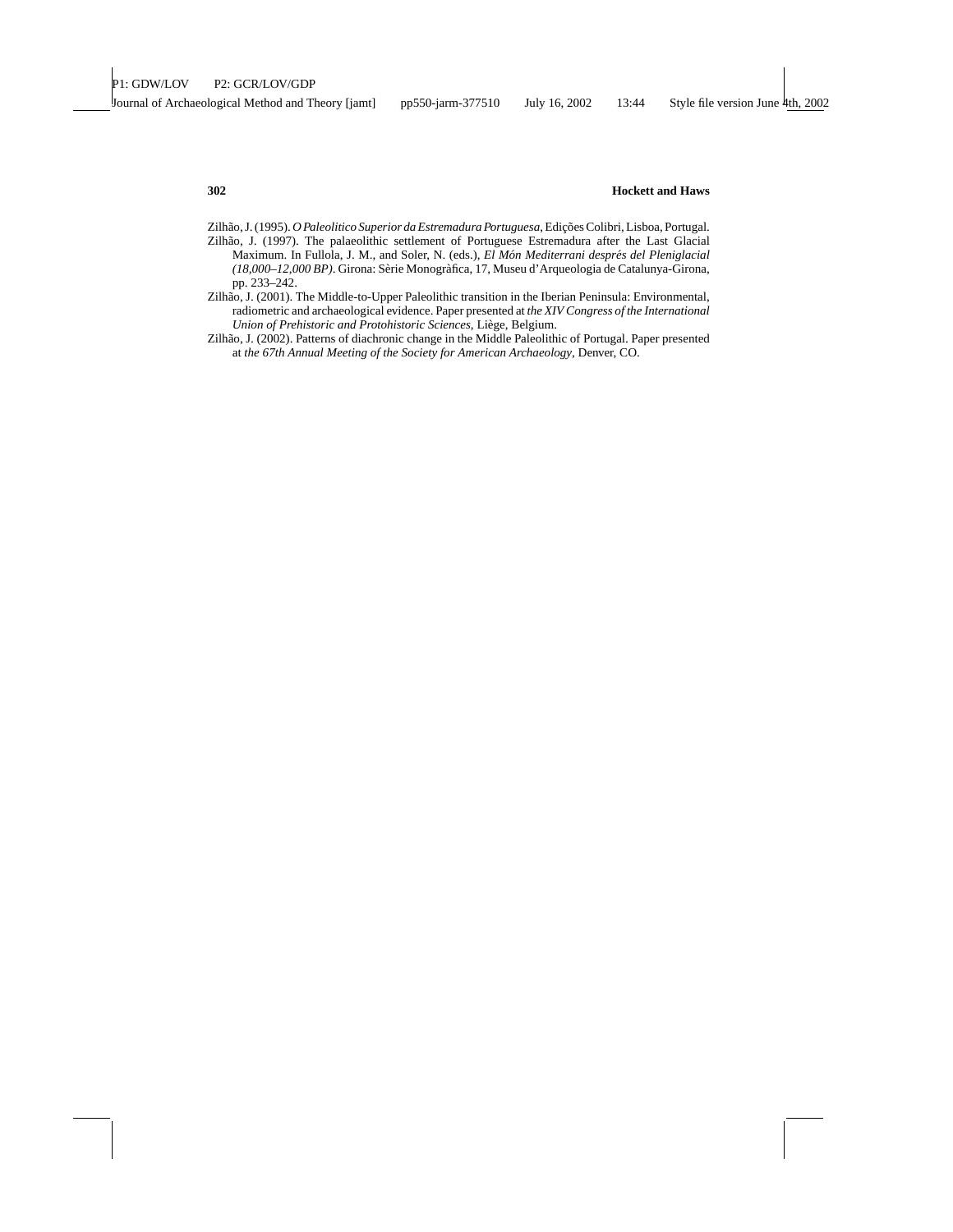Zilhão, J. (1995). *O Paleolitico Superior da Estremadura Portuguesa*, Edições Colibri, Lisboa, Portugal.

Zilhão, J. (1997). The palaeolithic settlement of Portuguese Estremadura after the Last Glacial Maximum. In Fullola, J. M., and Soler, N. (eds.), *El Món Mediterrani després del Pleniglacial (18,000–12,000 BP)*. Girona: Sèrie Monogràfica, 17, Museu d'Arqueologia de Catalunya-Girona, pp. 233–242.

Zilhão, J. (2001). The Middle-to-Upper Paleolithic transition in the Iberian Peninsula: Environmental, radiometric and archaeological evidence. Paper presented at *the XIV Congress of the International Union of Prehistoric and Protohistoric Sciences*, Liège, Belgium.

Zilhão, J. (2002). Patterns of diachronic change in the Middle Paleolithic of Portugal. Paper presented at *the 67th Annual Meeting of the Society for American Archaeology*, Denver, CO.